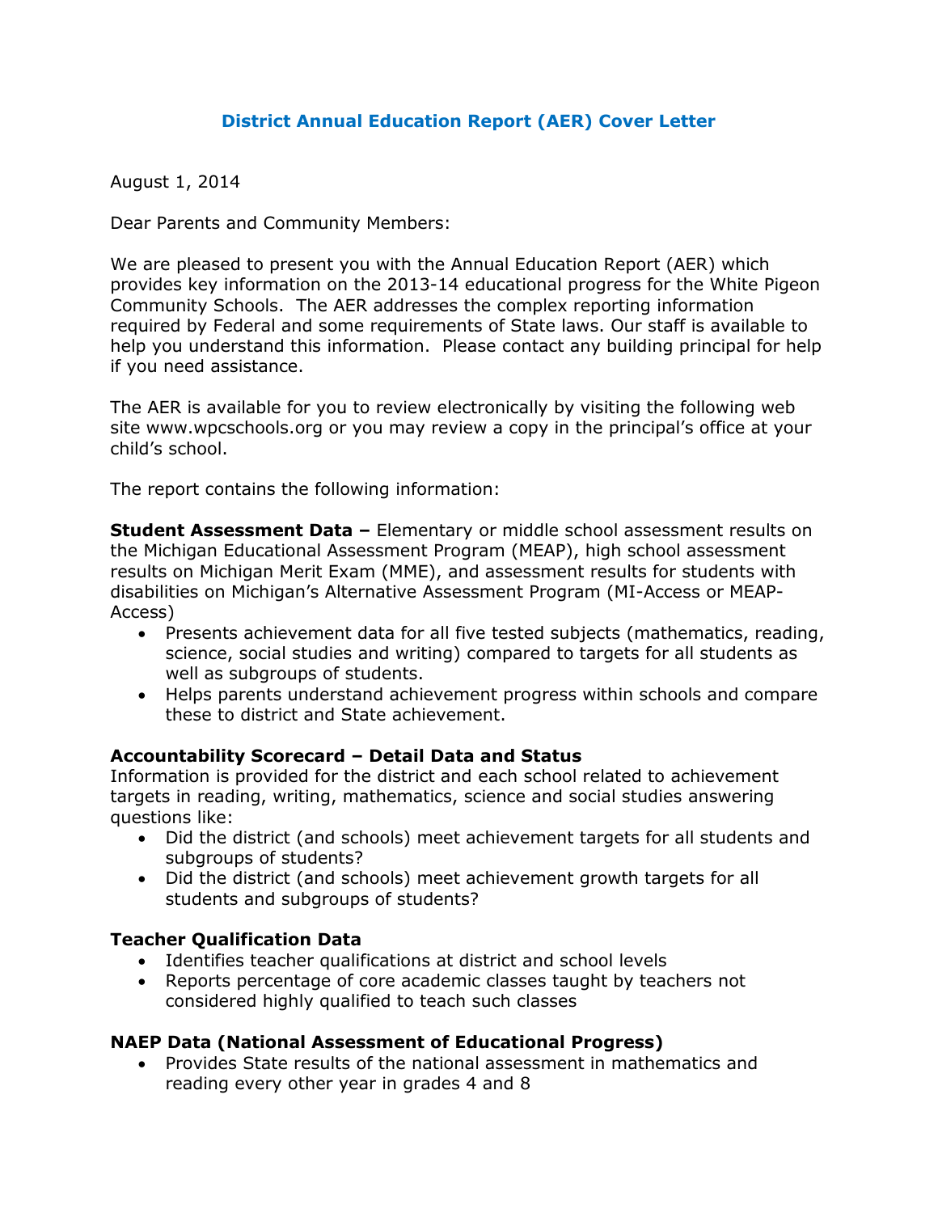# District Annual Education Report (AER) Cover Letter

August 1, 2014

Dear Parents and Community Members:

We are pleased to present you with the Annual Education Report (AER) which provides key information on the 2013-14 educational progress for the White Pigeon Community Schools. The AER addresses the complex reporting information required by Federal and some requirements of State laws. Our staff is available to help you understand this information. Please contact any building principal for help if you need assistance.

The AER is available for you to review electronically by visiting the following web site www.wpcschools.org or you may review a copy in the principal's office at your child's school.

The report contains the following information:

**Student Assessment Data –** Elementary or middle school assessment results on the Michigan Educational Assessment Program (MEAP), high school assessment results on Michigan Merit Exam (MME), and assessment results for students with disabilities on Michigan's Alternative Assessment Program (MI-Access or MEAP-Access)

- Presents achievement data for all five tested subjects (mathematics, reading, science, social studies and writing) compared to targets for all students as well as subgroups of students.
- Helps parents understand achievement progress within schools and compare these to district and State achievement.

**Accountability Scorecard – Detail Data and Status**

Information is provided for the district and each school related to achievement targets in reading, writing, mathematics, science and social studies answering questions like:

- Did the district (and schools) meet achievement targets for all students and subgroups of students?
- Did the district (and schools) meet achievement growth targets for all students and subgroups of students?

**Teacher Qualification Data**

- Identifies teacher qualifications at district and school levels
- Reports percentage of core academic classes taught by teachers not considered highly qualified to teach such classes

**NAEP Data (National Assessment of Educational Progress)**

- Provides State results of the national assessment in mathematics and reading every other year in grades 4 and 8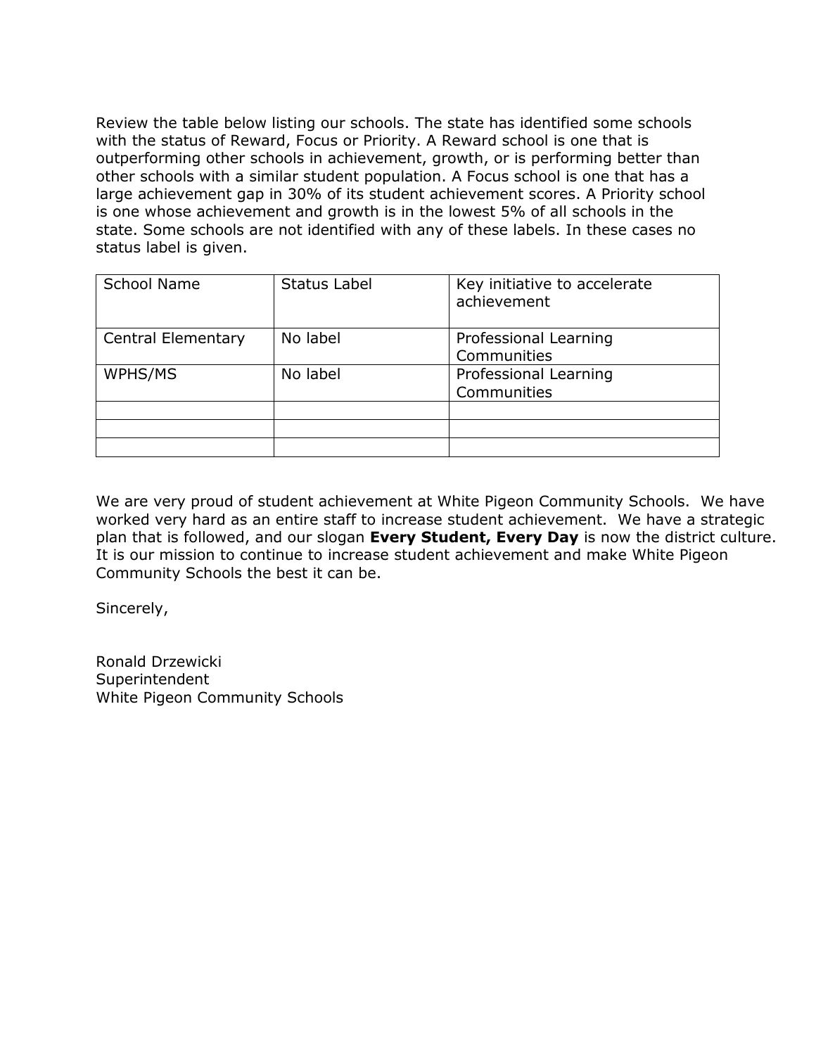Review the table below listing our schools. The state has identified some schools with the status of Reward, Focus or Priority. A Reward school is one that is outperforming other schools in achievement, growth, or is performing better than other schools with a similar student population. A Focus school is one that has a large achievement gap in 30% of its student achievement scores. A Priority school is one whose achievement and growth is in the lowest 5% of all schools in the state. Some schools are not identified with any of these labels. In these cases no status label is given.

| School Name | Status Label | Key initiative to accelerate achievement |
| --- | --- | --- |
| Central Elementary | No label | Professional Learning Communities |
| WPHS/MS | No label | Professional Learning Communities |
| | | |
| | | |
| | | |

We are very proud of student achievement at White Pigeon Community Schools. We have worked very hard as an entire staff to increase student achievement. We have a strategic plan that is followed, and our slogan **Every Student, Every Day** is now the district culture. It is our mission to continue to increase student achievement and make White Pigeon Community Schools the best it can be.

Sincerely,

Ronald Drzewicki
Superintendent
White Pigeon Community Schools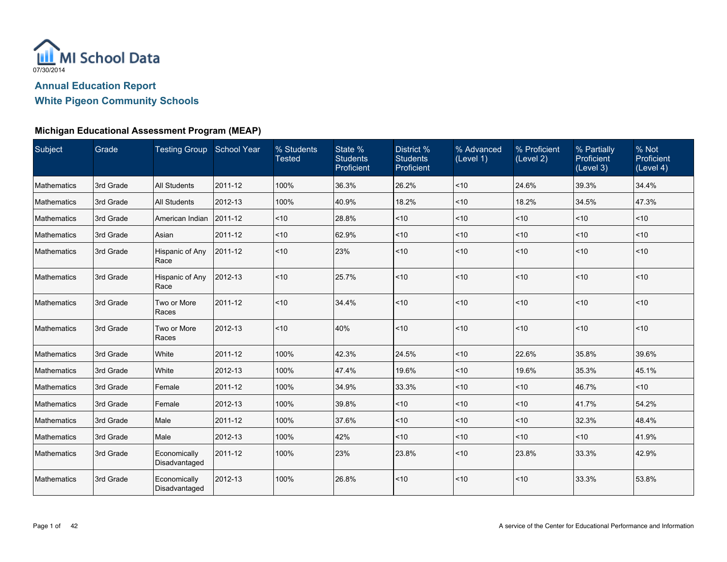MI School Data

07/30/2014

## Annual Education Report

## White Pigeon Community Schools

### Michigan Educational Assessment Program (MEAP)

| Subject | Grade | Testing Group | School Year | % Students Tested | State % Students Proficient | District % Students Proficient | % Advanced (Level 1) | % Proficient (Level 2) | % Partially Proficient (Level 3) | % Not Proficient (Level 4) |
|---|---|---|---|---|---|---|---|---|---|---|
| Mathematics | 3rd Grade | All Students | 2011-12 | 100% | 36.3% | 26.2% | <10 | 24.6% | 39.3% | 34.4% |
| Mathematics | 3rd Grade | All Students | 2012-13 | 100% | 40.9% | 18.2% | <10 | 18.2% | 34.5% | 47.3% |
| Mathematics | 3rd Grade | American Indian | 2011-12 | <10 | 28.8% | <10 | <10 | <10 | <10 | <10 |
| Mathematics | 3rd Grade | Asian | 2011-12 | <10 | 62.9% | <10 | <10 | <10 | <10 | <10 |
| Mathematics | 3rd Grade | Hispanic of Any Race | 2011-12 | <10 | 23% | <10 | <10 | <10 | <10 | <10 |
| Mathematics | 3rd Grade | Hispanic of Any Race | 2012-13 | <10 | 25.7% | <10 | <10 | <10 | <10 | <10 |
| Mathematics | 3rd Grade | Two or More Races | 2011-12 | <10 | 34.4% | <10 | <10 | <10 | <10 | <10 |
| Mathematics | 3rd Grade | Two or More Races | 2012-13 | <10 | 40% | <10 | <10 | <10 | <10 | <10 |
| Mathematics | 3rd Grade | White | 2011-12 | 100% | 42.3% | 24.5% | <10 | 22.6% | 35.8% | 39.6% |
| Mathematics | 3rd Grade | White | 2012-13 | 100% | 47.4% | 19.6% | <10 | 19.6% | 35.3% | 45.1% |
| Mathematics | 3rd Grade | Female | 2011-12 | 100% | 34.9% | 33.3% | <10 | <10 | 46.7% | <10 |
| Mathematics | 3rd Grade | Female | 2012-13 | 100% | 39.8% | <10 | <10 | <10 | 41.7% | 54.2% |
| Mathematics | 3rd Grade | Male | 2011-12 | 100% | 37.6% | <10 | <10 | <10 | 32.3% | 48.4% |
| Mathematics | 3rd Grade | Male | 2012-13 | 100% | 42% | <10 | <10 | <10 | <10 | 41.9% |
| Mathematics | 3rd Grade | Economically Disadvantaged | 2011-12 | 100% | 23% | 23.8% | <10 | 23.8% | 33.3% | 42.9% |
| Mathematics | 3rd Grade | Economically Disadvantaged | 2012-13 | 100% | 26.8% | <10 | <10 | <10 | 33.3% | 53.8% |

A service of the Center for Educational Performance and Information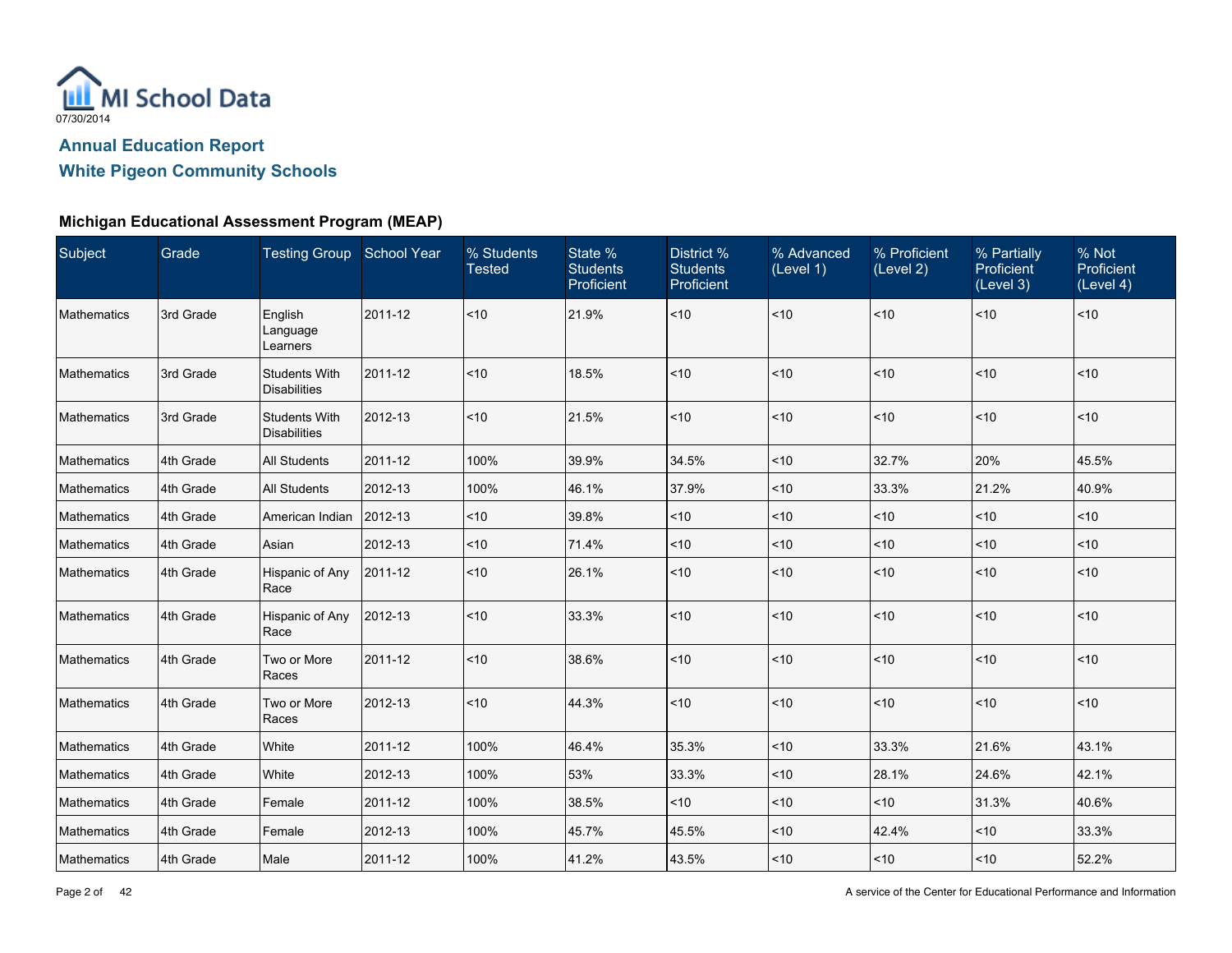MI School Data

07/30/2014

## Annual Education Report

## White Pigeon Community Schools

### Michigan Educational Assessment Program (MEAP)

| Subject | Grade | Testing Group | School Year | % Students Tested | State % Students Proficient | District % Students Proficient | % Advanced (Level 1) | % Proficient (Level 2) | % Partially Proficient (Level 3) | % Not Proficient (Level 4) |
|---|---|---|---|---|---|---|---|---|---|---|
| Mathematics | 3rd Grade | English Language Learners | 2011-12 | <10 | 21.9% | <10 | <10 | <10 | <10 | <10 |
| Mathematics | 3rd Grade | Students With Disabilities | 2011-12 | <10 | 18.5% | <10 | <10 | <10 | <10 | <10 |
| Mathematics | 3rd Grade | Students With Disabilities | 2012-13 | <10 | 21.5% | <10 | <10 | <10 | <10 | <10 |
| Mathematics | 4th Grade | All Students | 2011-12 | 100% | 39.9% | 34.5% | <10 | 32.7% | 20% | 45.5% |
| Mathematics | 4th Grade | All Students | 2012-13 | 100% | 46.1% | 37.9% | <10 | 33.3% | 21.2% | 40.9% |
| Mathematics | 4th Grade | American Indian | 2012-13 | <10 | 39.8% | <10 | <10 | <10 | <10 | <10 |
| Mathematics | 4th Grade | Asian | 2012-13 | <10 | 71.4% | <10 | <10 | <10 | <10 | <10 |
| Mathematics | 4th Grade | Hispanic of Any Race | 2011-12 | <10 | 26.1% | <10 | <10 | <10 | <10 | <10 |
| Mathematics | 4th Grade | Hispanic of Any Race | 2012-13 | <10 | 33.3% | <10 | <10 | <10 | <10 | <10 |
| Mathematics | 4th Grade | Two or More Races | 2011-12 | <10 | 38.6% | <10 | <10 | <10 | <10 | <10 |
| Mathematics | 4th Grade | Two or More Races | 2012-13 | <10 | 44.3% | <10 | <10 | <10 | <10 | <10 |
| Mathematics | 4th Grade | White | 2011-12 | 100% | 46.4% | 35.3% | <10 | 33.3% | 21.6% | 43.1% |
| Mathematics | 4th Grade | White | 2012-13 | 100% | 53% | 33.3% | <10 | 28.1% | 24.6% | 42.1% |
| Mathematics | 4th Grade | Female | 2011-12 | 100% | 38.5% | <10 | <10 | <10 | 31.3% | 40.6% |
| Mathematics | 4th Grade | Female | 2012-13 | 100% | 45.7% | 45.5% | <10 | 42.4% | <10 | 33.3% |
| Mathematics | 4th Grade | Male | 2011-12 | 100% | 41.2% | 43.5% | <10 | <10 | <10 | 52.2% |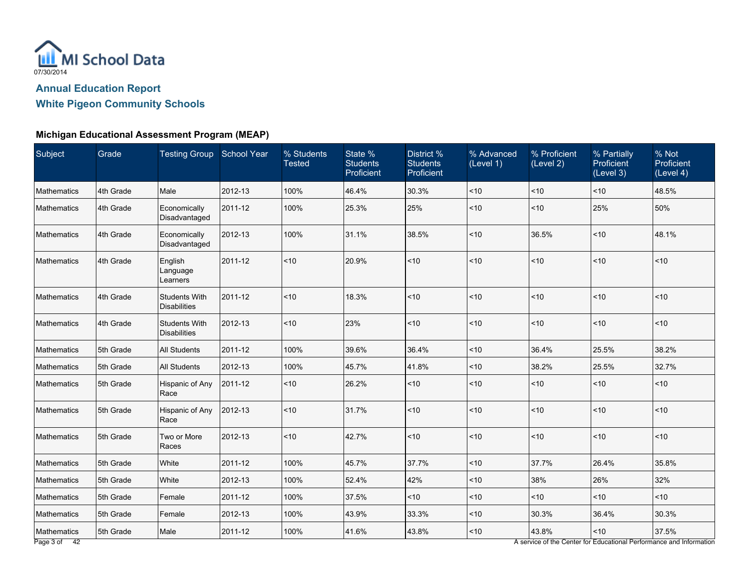MI School Data

07/30/2014

## Annual Education Report

## White Pigeon Community Schools

### Michigan Educational Assessment Program (MEAP)

| Subject | Grade | Testing Group | School Year | % Students Tested | State % Students Proficient | District % Students Proficient | % Advanced (Level 1) | % Proficient (Level 2) | % Partially Proficient (Level 3) | % Not Proficient (Level 4) |
|---|---|---|---|---|---|---|---|---|---|---|
| Mathematics | 4th Grade | Male | 2012-13 | 100% | 46.4% | 30.3% | <10 | <10 | <10 | 48.5% |
| Mathematics | 4th Grade | Economically Disadvantaged | 2011-12 | 100% | 25.3% | 25% | <10 | <10 | 25% | 50% |
| Mathematics | 4th Grade | Economically Disadvantaged | 2012-13 | 100% | 31.1% | 38.5% | <10 | 36.5% | <10 | 48.1% |
| Mathematics | 4th Grade | English Language Learners | 2011-12 | <10 | 20.9% | <10 | <10 | <10 | <10 | <10 |
| Mathematics | 4th Grade | Students With Disabilities | 2011-12 | <10 | 18.3% | <10 | <10 | <10 | <10 | <10 |
| Mathematics | 4th Grade | Students With Disabilities | 2012-13 | <10 | 23% | <10 | <10 | <10 | <10 | <10 |
| Mathematics | 5th Grade | All Students | 2011-12 | 100% | 39.6% | 36.4% | <10 | 36.4% | 25.5% | 38.2% |
| Mathematics | 5th Grade | All Students | 2012-13 | 100% | 45.7% | 41.8% | <10 | 38.2% | 25.5% | 32.7% |
| Mathematics | 5th Grade | Hispanic of Any Race | 2011-12 | <10 | 26.2% | <10 | <10 | <10 | <10 | <10 |
| Mathematics | 5th Grade | Hispanic of Any Race | 2012-13 | <10 | 31.7% | <10 | <10 | <10 | <10 | <10 |
| Mathematics | 5th Grade | Two or More Races | 2012-13 | <10 | 42.7% | <10 | <10 | <10 | <10 | <10 |
| Mathematics | 5th Grade | White | 2011-12 | 100% | 45.7% | 37.7% | <10 | 37.7% | 26.4% | 35.8% |
| Mathematics | 5th Grade | White | 2012-13 | 100% | 52.4% | 42% | <10 | 38% | 26% | 32% |
| Mathematics | 5th Grade | Female | 2011-12 | 100% | 37.5% | <10 | <10 | <10 | <10 | <10 |
| Mathematics | 5th Grade | Female | 2012-13 | 100% | 43.9% | 33.3% | <10 | 30.3% | 36.4% | 30.3% |
| Mathematics | 5th Grade | Male | 2011-12 | 100% | 41.6% | 43.8% | <10 | 43.8% | <10 | 37.5% |

A service of the Center for Educational Performance and Information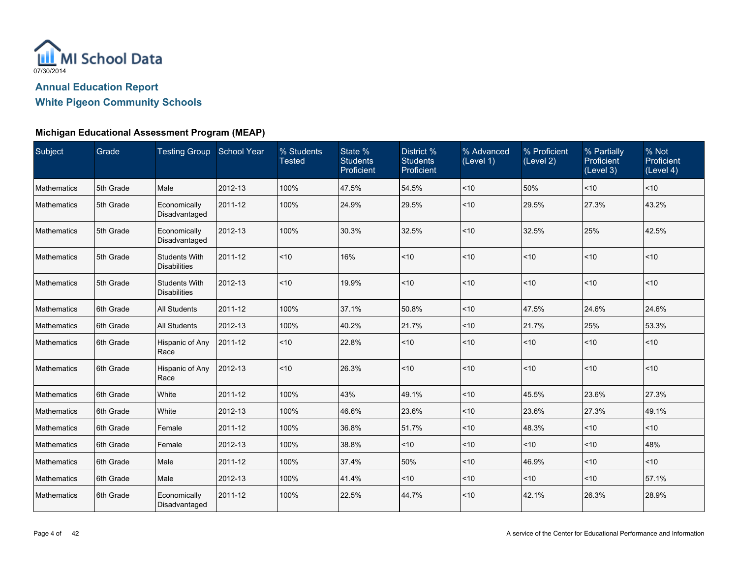MI School Data

07/30/2014

## Annual Education Report

## White Pigeon Community Schools

### Michigan Educational Assessment Program (MEAP)

| Subject | Grade | Testing Group | School Year | % Students Tested | State % Students Proficient | District % Students Proficient | % Advanced (Level 1) | % Proficient (Level 2) | % Partially Proficient (Level 3) | % Not Proficient (Level 4) |
|---|---|---|---|---|---|---|---|---|---|---|
| Mathematics | 5th Grade | Male | 2012-13 | 100% | 47.5% | 54.5% | <10 | 50% | <10 | <10 |
| Mathematics | 5th Grade | Economically Disadvantaged | 2011-12 | 100% | 24.9% | 29.5% | <10 | 29.5% | 27.3% | 43.2% |
| Mathematics | 5th Grade | Economically Disadvantaged | 2012-13 | 100% | 30.3% | 32.5% | <10 | 32.5% | 25% | 42.5% |
| Mathematics | 5th Grade | Students With Disabilities | 2011-12 | <10 | 16% | <10 | <10 | <10 | <10 | <10 |
| Mathematics | 5th Grade | Students With Disabilities | 2012-13 | <10 | 19.9% | <10 | <10 | <10 | <10 | <10 |
| Mathematics | 6th Grade | All Students | 2011-12 | 100% | 37.1% | 50.8% | <10 | 47.5% | 24.6% | 24.6% |
| Mathematics | 6th Grade | All Students | 2012-13 | 100% | 40.2% | 21.7% | <10 | 21.7% | 25% | 53.3% |
| Mathematics | 6th Grade | Hispanic of Any Race | 2011-12 | <10 | 22.8% | <10 | <10 | <10 | <10 | <10 |
| Mathematics | 6th Grade | Hispanic of Any Race | 2012-13 | <10 | 26.3% | <10 | <10 | <10 | <10 | <10 |
| Mathematics | 6th Grade | White | 2011-12 | 100% | 43% | 49.1% | <10 | 45.5% | 23.6% | 27.3% |
| Mathematics | 6th Grade | White | 2012-13 | 100% | 46.6% | 23.6% | <10 | 23.6% | 27.3% | 49.1% |
| Mathematics | 6th Grade | Female | 2011-12 | 100% | 36.8% | 51.7% | <10 | 48.3% | <10 | <10 |
| Mathematics | 6th Grade | Female | 2012-13 | 100% | 38.8% | <10 | <10 | <10 | <10 | 48% |
| Mathematics | 6th Grade | Male | 2011-12 | 100% | 37.4% | 50% | <10 | 46.9% | <10 | <10 |
| Mathematics | 6th Grade | Male | 2012-13 | 100% | 41.4% | <10 | <10 | <10 | <10 | 57.1% |
| Mathematics | 6th Grade | Economically Disadvantaged | 2011-12 | 100% | 22.5% | 44.7% | <10 | 42.1% | 26.3% | 28.9% |

A service of the Center for Educational Performance and Information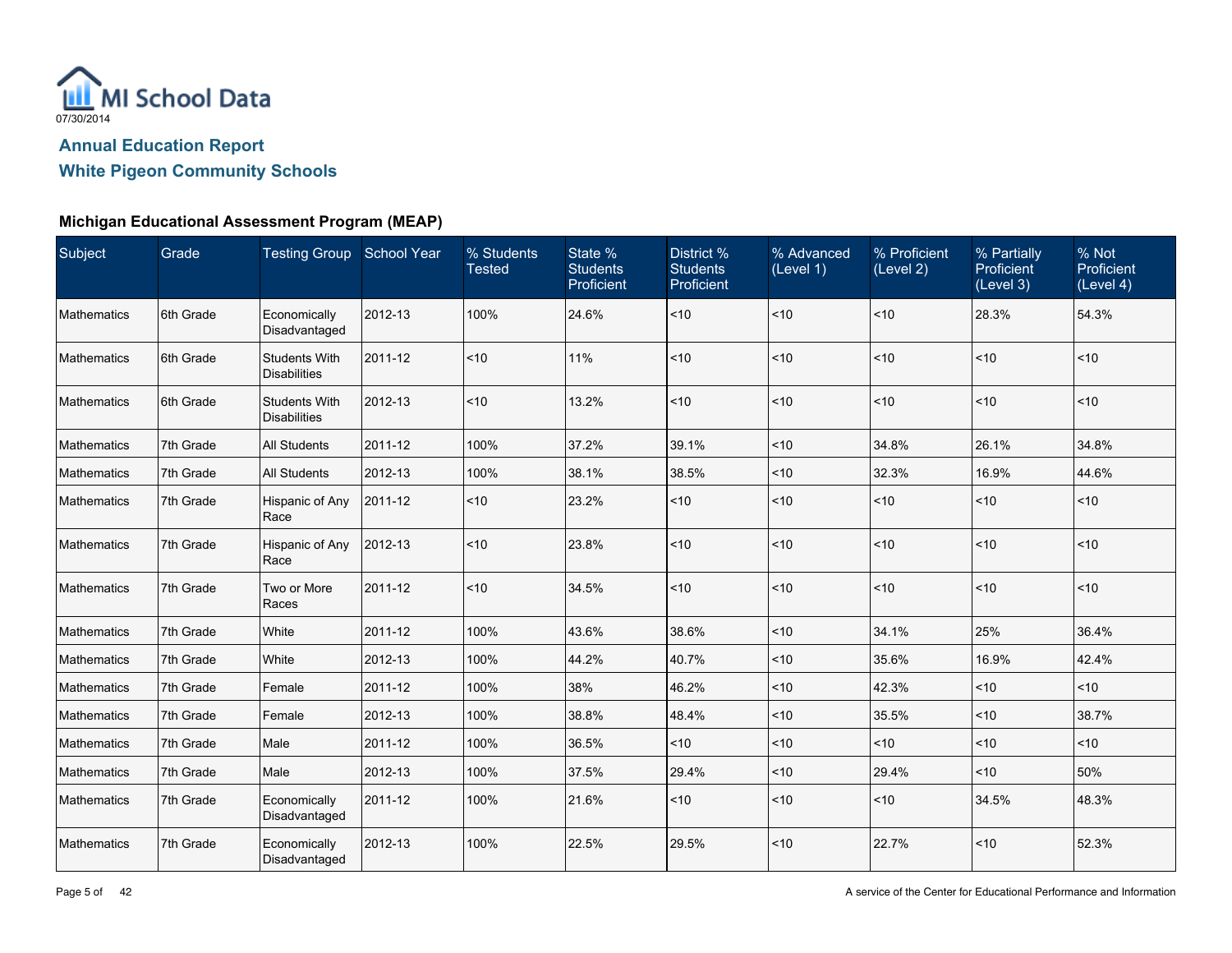MI School Data

07/30/2014

## Annual Education Report

## White Pigeon Community Schools

### Michigan Educational Assessment Program (MEAP)

| Subject | Grade | Testing Group | School Year | % Students Tested | State % Students Proficient | District % Students Proficient | % Advanced (Level 1) | % Proficient (Level 2) | % Partially Proficient (Level 3) | % Not Proficient (Level 4) |
|---|---|---|---|---|---|---|---|---|---|---|
| Mathematics | 6th Grade | Economically Disadvantaged | 2012-13 | 100% | 24.6% | <10 | <10 | <10 | 28.3% | 54.3% |
| Mathematics | 6th Grade | Students With Disabilities | 2011-12 | <10 | 11% | <10 | <10 | <10 | <10 | <10 |
| Mathematics | 6th Grade | Students With Disabilities | 2012-13 | <10 | 13.2% | <10 | <10 | <10 | <10 | <10 |
| Mathematics | 7th Grade | All Students | 2011-12 | 100% | 37.2% | 39.1% | <10 | 34.8% | 26.1% | 34.8% |
| Mathematics | 7th Grade | All Students | 2012-13 | 100% | 38.1% | 38.5% | <10 | 32.3% | 16.9% | 44.6% |
| Mathematics | 7th Grade | Hispanic of Any Race | 2011-12 | <10 | 23.2% | <10 | <10 | <10 | <10 | <10 |
| Mathematics | 7th Grade | Hispanic of Any Race | 2012-13 | <10 | 23.8% | <10 | <10 | <10 | <10 | <10 |
| Mathematics | 7th Grade | Two or More Races | 2011-12 | <10 | 34.5% | <10 | <10 | <10 | <10 | <10 |
| Mathematics | 7th Grade | White | 2011-12 | 100% | 43.6% | 38.6% | <10 | 34.1% | 25% | 36.4% |
| Mathematics | 7th Grade | White | 2012-13 | 100% | 44.2% | 40.7% | <10 | 35.6% | 16.9% | 42.4% |
| Mathematics | 7th Grade | Female | 2011-12 | 100% | 38% | 46.2% | <10 | 42.3% | <10 | <10 |
| Mathematics | 7th Grade | Female | 2012-13 | 100% | 38.8% | 48.4% | <10 | 35.5% | <10 | 38.7% |
| Mathematics | 7th Grade | Male | 2011-12 | 100% | 36.5% | <10 | <10 | <10 | <10 | <10 |
| Mathematics | 7th Grade | Male | 2012-13 | 100% | 37.5% | 29.4% | <10 | 29.4% | <10 | 50% |
| Mathematics | 7th Grade | Economically Disadvantaged | 2011-12 | 100% | 21.6% | <10 | <10 | <10 | 34.5% | 48.3% |
| Mathematics | 7th Grade | Economically Disadvantaged | 2012-13 | 100% | 22.5% | 29.5% | <10 | 22.7% | <10 | 52.3% |

A service of the Center for Educational Performance and Information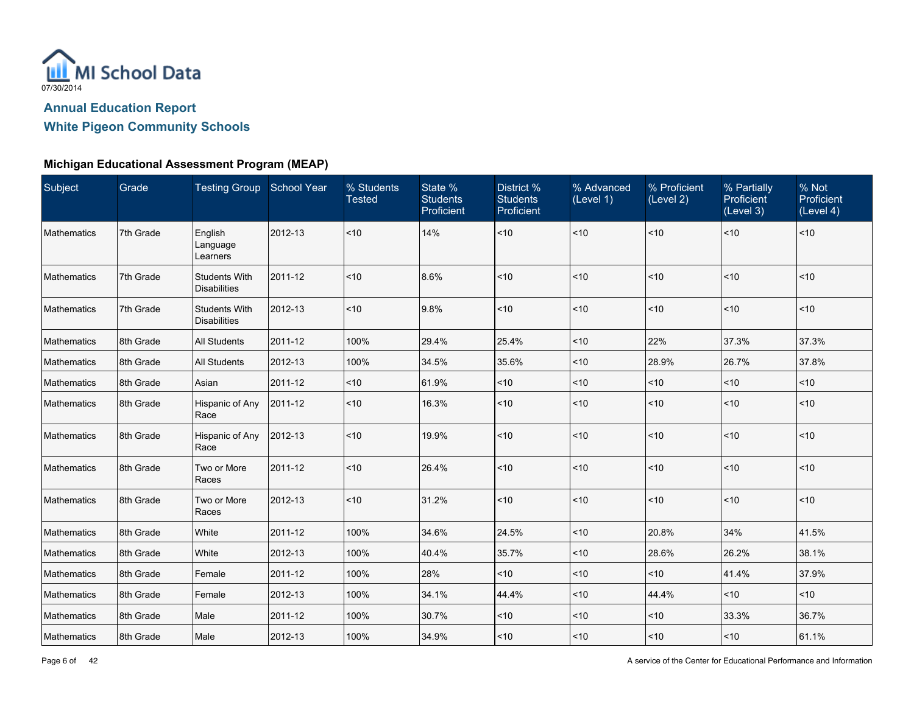MI School Data

07/30/2014

## Annual Education Report

## White Pigeon Community Schools

### Michigan Educational Assessment Program (MEAP)

| Subject | Grade | Testing Group | School Year | % Students Tested | State % Students Proficient | District % Students Proficient | % Advanced (Level 1) | % Proficient (Level 2) | % Partially Proficient (Level 3) | % Not Proficient (Level 4) |
|---|---|---|---|---|---|---|---|---|---|---|
| Mathematics | 7th Grade | English Language Learners | 2012-13 | <10 | 14% | <10 | <10 | <10 | <10 | <10 |
| Mathematics | 7th Grade | Students With Disabilities | 2011-12 | <10 | 8.6% | <10 | <10 | <10 | <10 | <10 |
| Mathematics | 7th Grade | Students With Disabilities | 2012-13 | <10 | 9.8% | <10 | <10 | <10 | <10 | <10 |
| Mathematics | 8th Grade | All Students | 2011-12 | 100% | 29.4% | 25.4% | <10 | 22% | 37.3% | 37.3% |
| Mathematics | 8th Grade | All Students | 2012-13 | 100% | 34.5% | 35.6% | <10 | 28.9% | 26.7% | 37.8% |
| Mathematics | 8th Grade | Asian | 2011-12 | <10 | 61.9% | <10 | <10 | <10 | <10 | <10 |
| Mathematics | 8th Grade | Hispanic of Any Race | 2011-12 | <10 | 16.3% | <10 | <10 | <10 | <10 | <10 |
| Mathematics | 8th Grade | Hispanic of Any Race | 2012-13 | <10 | 19.9% | <10 | <10 | <10 | <10 | <10 |
| Mathematics | 8th Grade | Two or More Races | 2011-12 | <10 | 26.4% | <10 | <10 | <10 | <10 | <10 |
| Mathematics | 8th Grade | Two or More Races | 2012-13 | <10 | 31.2% | <10 | <10 | <10 | <10 | <10 |
| Mathematics | 8th Grade | White | 2011-12 | 100% | 34.6% | 24.5% | <10 | 20.8% | 34% | 41.5% |
| Mathematics | 8th Grade | White | 2012-13 | 100% | 40.4% | 35.7% | <10 | 28.6% | 26.2% | 38.1% |
| Mathematics | 8th Grade | Female | 2011-12 | 100% | 28% | <10 | <10 | <10 | 41.4% | 37.9% |
| Mathematics | 8th Grade | Female | 2012-13 | 100% | 34.1% | 44.4% | <10 | 44.4% | <10 | <10 |
| Mathematics | 8th Grade | Male | 2011-12 | 100% | 30.7% | <10 | <10 | <10 | 33.3% | 36.7% |
| Mathematics | 8th Grade | Male | 2012-13 | 100% | 34.9% | <10 | <10 | <10 | <10 | 61.1% |

A service of the Center for Educational Performance and Information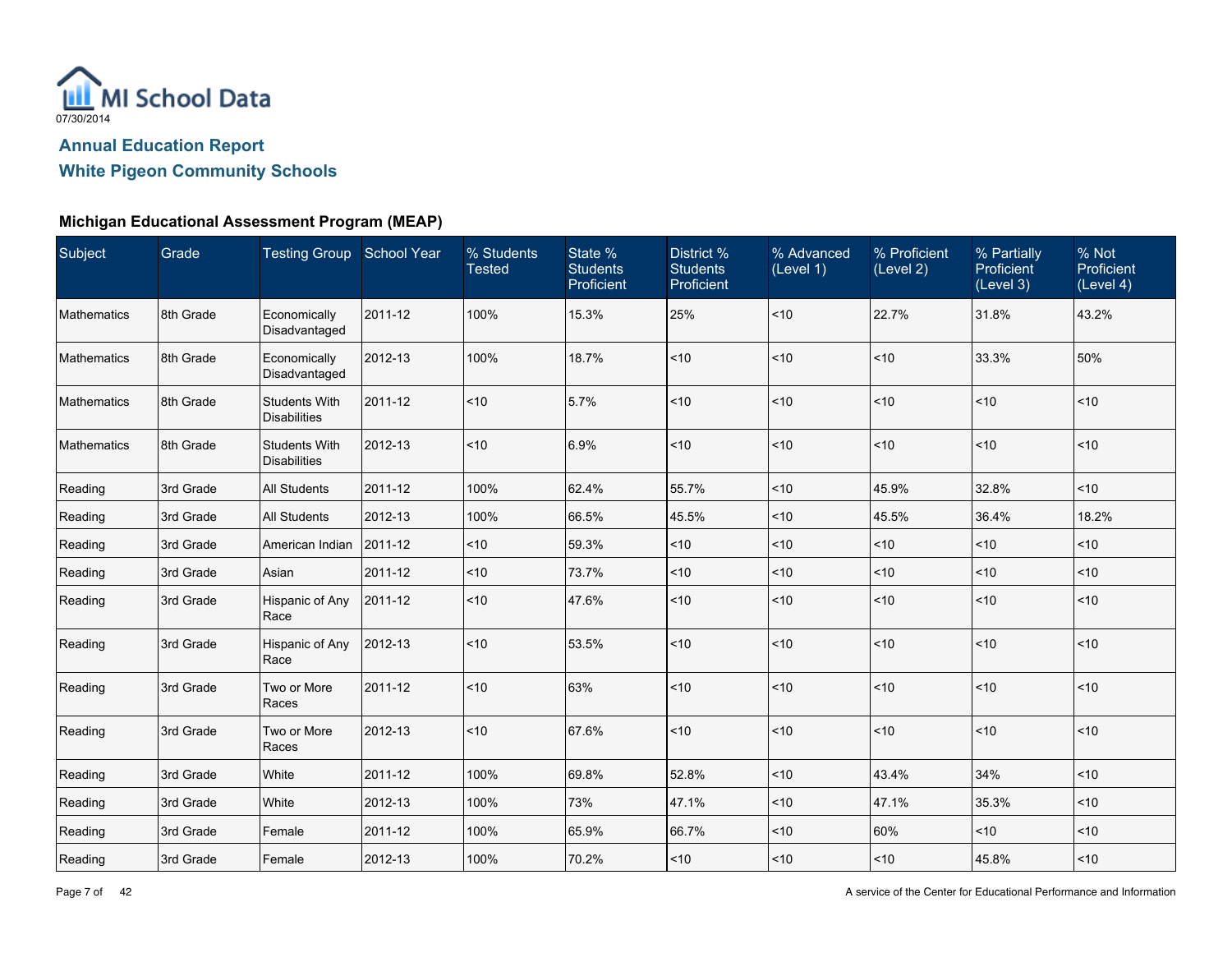MI School Data
07/30/2014

## Annual Education Report

## White Pigeon Community Schools

### Michigan Educational Assessment Program (MEAP)

| Subject | Grade | Testing Group | School Year | % Students Tested | State % Students Proficient | District % Students Proficient | % Advanced (Level 1) | % Proficient (Level 2) | % Partially Proficient (Level 3) | % Not Proficient (Level 4) |
|---|---|---|---|---|---|---|---|---|---|---|
| Mathematics | 8th Grade | Economically Disadvantaged | 2011-12 | 100% | 15.3% | 25% | <10 | 22.7% | 31.8% | 43.2% |
| Mathematics | 8th Grade | Economically Disadvantaged | 2012-13 | 100% | 18.7% | <10 | <10 | <10 | 33.3% | 50% |
| Mathematics | 8th Grade | Students With Disabilities | 2011-12 | <10 | 5.7% | <10 | <10 | <10 | <10 | <10 |
| Mathematics | 8th Grade | Students With Disabilities | 2012-13 | <10 | 6.9% | <10 | <10 | <10 | <10 | <10 |
| Reading | 3rd Grade | All Students | 2011-12 | 100% | 62.4% | 55.7% | <10 | 45.9% | 32.8% | <10 |
| Reading | 3rd Grade | All Students | 2012-13 | 100% | 66.5% | 45.5% | <10 | 45.5% | 36.4% | 18.2% |
| Reading | 3rd Grade | American Indian | 2011-12 | <10 | 59.3% | <10 | <10 | <10 | <10 | <10 |
| Reading | 3rd Grade | Asian | 2011-12 | <10 | 73.7% | <10 | <10 | <10 | <10 | <10 |
| Reading | 3rd Grade | Hispanic of Any Race | 2011-12 | <10 | 47.6% | <10 | <10 | <10 | <10 | <10 |
| Reading | 3rd Grade | Hispanic of Any Race | 2012-13 | <10 | 53.5% | <10 | <10 | <10 | <10 | <10 |
| Reading | 3rd Grade | Two or More Races | 2011-12 | <10 | 63% | <10 | <10 | <10 | <10 | <10 |
| Reading | 3rd Grade | Two or More Races | 2012-13 | <10 | 67.6% | <10 | <10 | <10 | <10 | <10 |
| Reading | 3rd Grade | White | 2011-12 | 100% | 69.8% | 52.8% | <10 | 43.4% | 34% | <10 |
| Reading | 3rd Grade | White | 2012-13 | 100% | 73% | 47.1% | <10 | 47.1% | 35.3% | <10 |
| Reading | 3rd Grade | Female | 2011-12 | 100% | 65.9% | 66.7% | <10 | 60% | <10 | <10 |
| Reading | 3rd Grade | Female | 2012-13 | 100% | 70.2% | <10 | <10 | <10 | 45.8% | <10 |

A service of the Center for Educational Performance and Information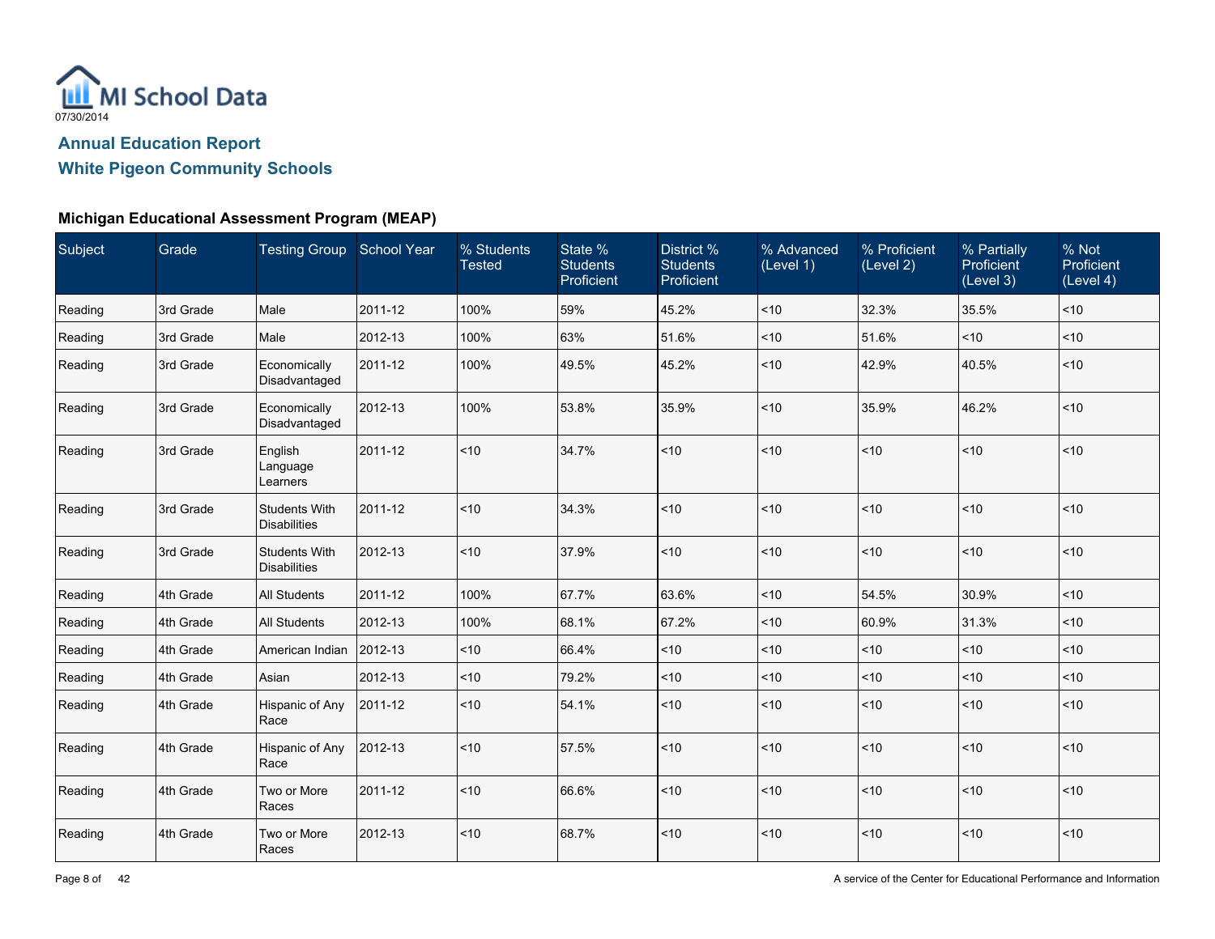MI School Data

07/30/2014

## Annual Education Report

## White Pigeon Community Schools

### Michigan Educational Assessment Program (MEAP)

| Subject | Grade | Testing Group | School Year | % Students Tested | State % Students Proficient | District % Students Proficient | % Advanced (Level 1) | % Proficient (Level 2) | % Partially Proficient (Level 3) | % Not Proficient (Level 4) |
|---|---|---|---|---|---|---|---|---|---|---|
| Reading | 3rd Grade | Male | 2011-12 | 100% | 59% | 45.2% | <10 | 32.3% | 35.5% | <10 |
| Reading | 3rd Grade | Male | 2012-13 | 100% | 63% | 51.6% | <10 | 51.6% | <10 | <10 |
| Reading | 3rd Grade | Economically Disadvantaged | 2011-12 | 100% | 49.5% | 45.2% | <10 | 42.9% | 40.5% | <10 |
| Reading | 3rd Grade | Economically Disadvantaged | 2012-13 | 100% | 53.8% | 35.9% | <10 | 35.9% | 46.2% | <10 |
| Reading | 3rd Grade | English Language Learners | 2011-12 | <10 | 34.7% | <10 | <10 | <10 | <10 | <10 |
| Reading | 3rd Grade | Students With Disabilities | 2011-12 | <10 | 34.3% | <10 | <10 | <10 | <10 | <10 |
| Reading | 3rd Grade | Students With Disabilities | 2012-13 | <10 | 37.9% | <10 | <10 | <10 | <10 | <10 |
| Reading | 4th Grade | All Students | 2011-12 | 100% | 67.7% | 63.6% | <10 | 54.5% | 30.9% | <10 |
| Reading | 4th Grade | All Students | 2012-13 | 100% | 68.1% | 67.2% | <10 | 60.9% | 31.3% | <10 |
| Reading | 4th Grade | American Indian | 2012-13 | <10 | 66.4% | <10 | <10 | <10 | <10 | <10 |
| Reading | 4th Grade | Asian | 2012-13 | <10 | 79.2% | <10 | <10 | <10 | <10 | <10 |
| Reading | 4th Grade | Hispanic of Any Race | 2011-12 | <10 | 54.1% | <10 | <10 | <10 | <10 | <10 |
| Reading | 4th Grade | Hispanic of Any Race | 2012-13 | <10 | 57.5% | <10 | <10 | <10 | <10 | <10 |
| Reading | 4th Grade | Two or More Races | 2011-12 | <10 | 66.6% | <10 | <10 | <10 | <10 | <10 |
| Reading | 4th Grade | Two or More Races | 2012-13 | <10 | 68.7% | <10 | <10 | <10 | <10 | <10 |

A service of the Center for Educational Performance and Information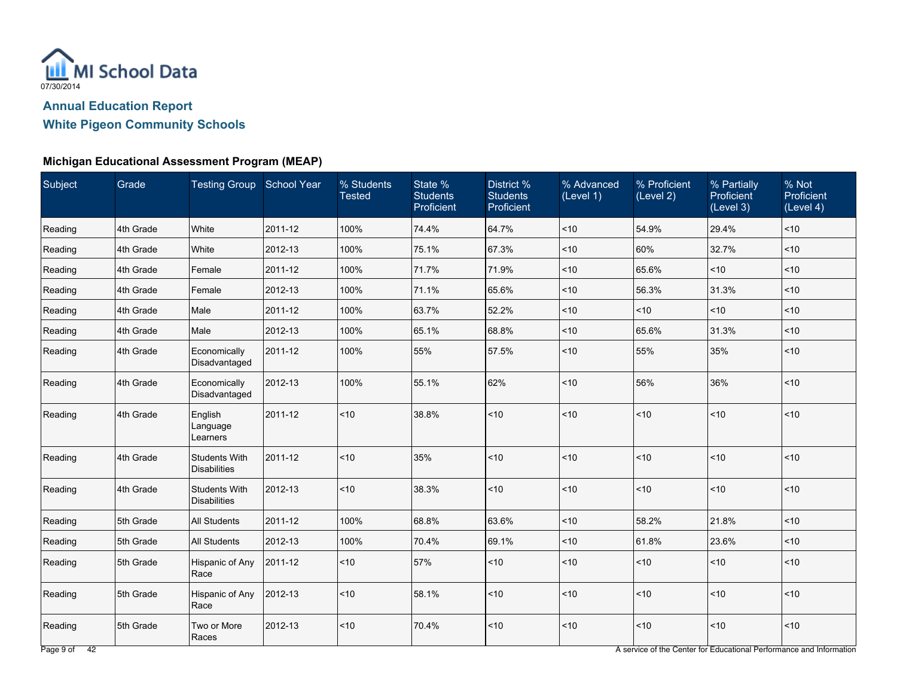MI School Data

07/30/2014

## Annual Education Report

## White Pigeon Community Schools

### Michigan Educational Assessment Program (MEAP)

| Subject | Grade | Testing Group | School Year | % Students Tested | State % Students Proficient | District % Students Proficient | % Advanced (Level 1) | % Proficient (Level 2) | % Partially Proficient (Level 3) | % Not Proficient (Level 4) |
|---|---|---|---|---|---|---|---|---|---|---|
| Reading | 4th Grade | White | 2011-12 | 100% | 74.4% | 64.7% | <10 | 54.9% | 29.4% | <10 |
| Reading | 4th Grade | White | 2012-13 | 100% | 75.1% | 67.3% | <10 | 60% | 32.7% | <10 |
| Reading | 4th Grade | Female | 2011-12 | 100% | 71.7% | 71.9% | <10 | 65.6% | <10 | <10 |
| Reading | 4th Grade | Female | 2012-13 | 100% | 71.1% | 65.6% | <10 | 56.3% | 31.3% | <10 |
| Reading | 4th Grade | Male | 2011-12 | 100% | 63.7% | 52.2% | <10 | <10 | <10 | <10 |
| Reading | 4th Grade | Male | 2012-13 | 100% | 65.1% | 68.8% | <10 | 65.6% | 31.3% | <10 |
| Reading | 4th Grade | Economically Disadvantaged | 2011-12 | 100% | 55% | 57.5% | <10 | 55% | 35% | <10 |
| Reading | 4th Grade | Economically Disadvantaged | 2012-13 | 100% | 55.1% | 62% | <10 | 56% | 36% | <10 |
| Reading | 4th Grade | English Language Learners | 2011-12 | <10 | 38.8% | <10 | <10 | <10 | <10 | <10 |
| Reading | 4th Grade | Students With Disabilities | 2011-12 | <10 | 35% | <10 | <10 | <10 | <10 | <10 |
| Reading | 4th Grade | Students With Disabilities | 2012-13 | <10 | 38.3% | <10 | <10 | <10 | <10 | <10 |
| Reading | 5th Grade | All Students | 2011-12 | 100% | 68.8% | 63.6% | <10 | 58.2% | 21.8% | <10 |
| Reading | 5th Grade | All Students | 2012-13 | 100% | 70.4% | 69.1% | <10 | 61.8% | 23.6% | <10 |
| Reading | 5th Grade | Hispanic of Any Race | 2011-12 | <10 | 57% | <10 | <10 | <10 | <10 | <10 |
| Reading | 5th Grade | Hispanic of Any Race | 2012-13 | <10 | 58.1% | <10 | <10 | <10 | <10 | <10 |
| Reading | 5th Grade | Two or More Races | 2012-13 | <10 | 70.4% | <10 | <10 | <10 | <10 | <10 |

A service of the Center for Educational Performance and Information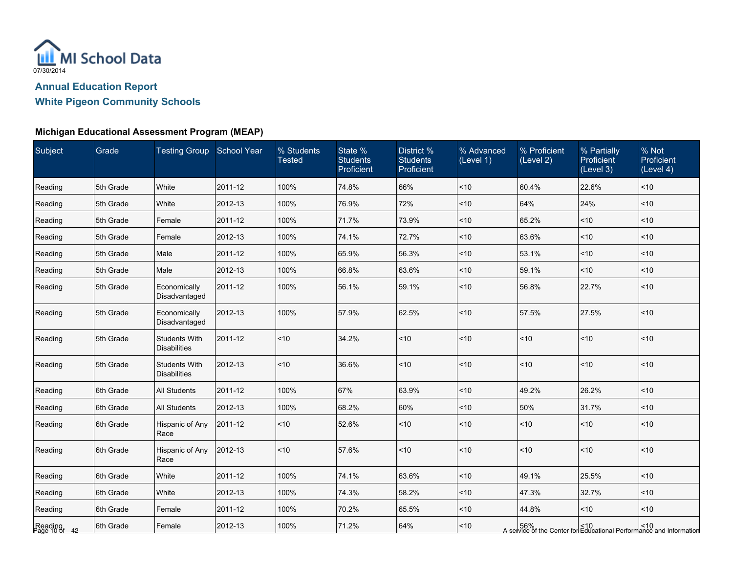MI School Data

07/30/2014

## Annual Education Report

## White Pigeon Community Schools

### Michigan Educational Assessment Program (MEAP)

| Subject | Grade | Testing Group | School Year | % Students Tested | State % Students Proficient | District % Students Proficient | % Advanced (Level 1) | % Proficient (Level 2) | % Partially Proficient (Level 3) | % Not Proficient (Level 4) |
|---|---|---|---|---|---|---|---|---|---|---|
| Reading | 5th Grade | White | 2011-12 | 100% | 74.8% | 66% | <10 | 60.4% | 22.6% | <10 |
| Reading | 5th Grade | White | 2012-13 | 100% | 76.9% | 72% | <10 | 64% | 24% | <10 |
| Reading | 5th Grade | Female | 2011-12 | 100% | 71.7% | 73.9% | <10 | 65.2% | <10 | <10 |
| Reading | 5th Grade | Female | 2012-13 | 100% | 74.1% | 72.7% | <10 | 63.6% | <10 | <10 |
| Reading | 5th Grade | Male | 2011-12 | 100% | 65.9% | 56.3% | <10 | 53.1% | <10 | <10 |
| Reading | 5th Grade | Male | 2012-13 | 100% | 66.8% | 63.6% | <10 | 59.1% | <10 | <10 |
| Reading | 5th Grade | Economically Disadvantaged | 2011-12 | 100% | 56.1% | 59.1% | <10 | 56.8% | 22.7% | <10 |
| Reading | 5th Grade | Economically Disadvantaged | 2012-13 | 100% | 57.9% | 62.5% | <10 | 57.5% | 27.5% | <10 |
| Reading | 5th Grade | Students With Disabilities | 2011-12 | <10 | 34.2% | <10 | <10 | <10 | <10 | <10 |
| Reading | 5th Grade | Students With Disabilities | 2012-13 | <10 | 36.6% | <10 | <10 | <10 | <10 | <10 |
| Reading | 6th Grade | All Students | 2011-12 | 100% | 67% | 63.9% | <10 | 49.2% | 26.2% | <10 |
| Reading | 6th Grade | All Students | 2012-13 | 100% | 68.2% | 60% | <10 | 50% | 31.7% | <10 |
| Reading | 6th Grade | Hispanic of Any Race | 2011-12 | <10 | 52.6% | <10 | <10 | <10 | <10 | <10 |
| Reading | 6th Grade | Hispanic of Any Race | 2012-13 | <10 | 57.6% | <10 | <10 | <10 | <10 | <10 |
| Reading | 6th Grade | White | 2011-12 | 100% | 74.1% | 63.6% | <10 | 49.1% | 25.5% | <10 |
| Reading | 6th Grade | White | 2012-13 | 100% | 74.3% | 58.2% | <10 | 47.3% | 32.7% | <10 |
| Reading | 6th Grade | Female | 2011-12 | 100% | 70.2% | 65.5% | <10 | 44.8% | <10 | <10 |
| Reading | 6th Grade | Female | 2012-13 | 100% | 71.2% | 64% | <10 | 56% | <10 | <10 |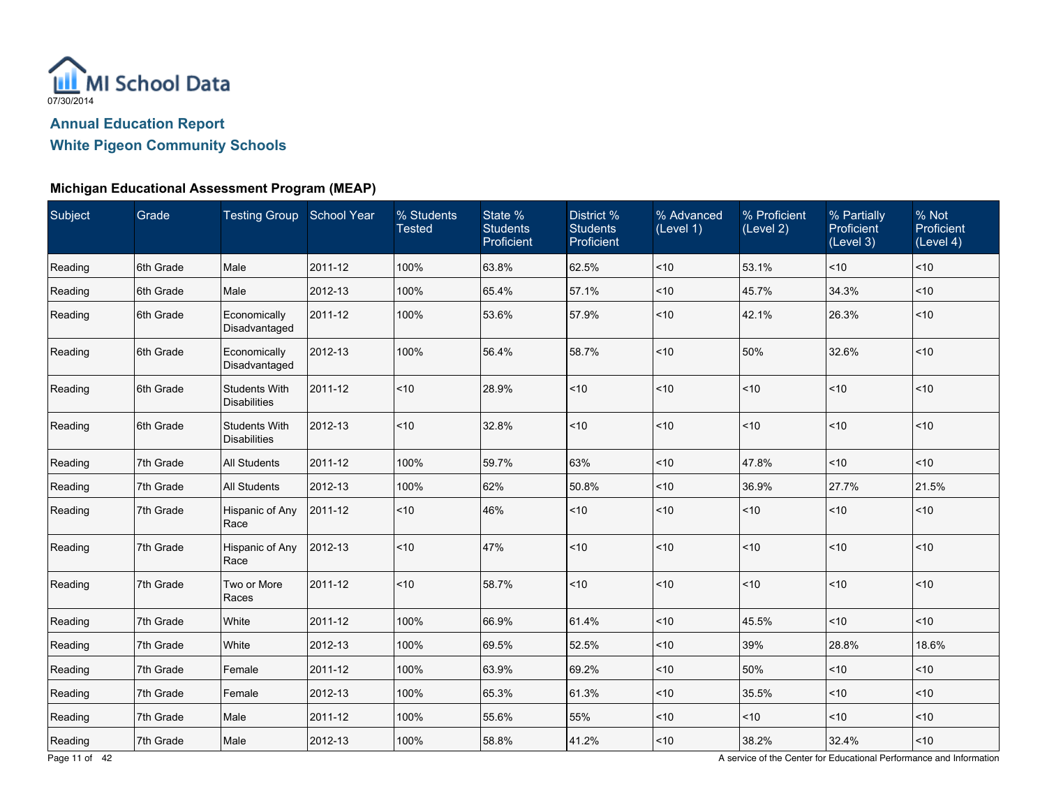MI School Data
07/30/2014

## Annual Education Report

## White Pigeon Community Schools

### Michigan Educational Assessment Program (MEAP)

| Subject | Grade | Testing Group | School Year | % Students Tested | State % Students Proficient | District % Students Proficient | % Advanced (Level 1) | % Proficient (Level 2) | % Partially Proficient (Level 3) | % Not Proficient (Level 4) |
|---|---|---|---|---|---|---|---|---|---|---|
| Reading | 6th Grade | Male | 2011-12 | 100% | 63.8% | 62.5% | <10 | 53.1% | <10 | <10 |
| Reading | 6th Grade | Male | 2012-13 | 100% | 65.4% | 57.1% | <10 | 45.7% | 34.3% | <10 |
| Reading | 6th Grade | Economically Disadvantaged | 2011-12 | 100% | 53.6% | 57.9% | <10 | 42.1% | 26.3% | <10 |
| Reading | 6th Grade | Economically Disadvantaged | 2012-13 | 100% | 56.4% | 58.7% | <10 | 50% | 32.6% | <10 |
| Reading | 6th Grade | Students With Disabilities | 2011-12 | <10 | 28.9% | <10 | <10 | <10 | <10 | <10 |
| Reading | 6th Grade | Students With Disabilities | 2012-13 | <10 | 32.8% | <10 | <10 | <10 | <10 | <10 |
| Reading | 7th Grade | All Students | 2011-12 | 100% | 59.7% | 63% | <10 | 47.8% | <10 | <10 |
| Reading | 7th Grade | All Students | 2012-13 | 100% | 62% | 50.8% | <10 | 36.9% | 27.7% | 21.5% |
| Reading | 7th Grade | Hispanic of Any Race | 2011-12 | <10 | 46% | <10 | <10 | <10 | <10 | <10 |
| Reading | 7th Grade | Hispanic of Any Race | 2012-13 | <10 | 47% | <10 | <10 | <10 | <10 | <10 |
| Reading | 7th Grade | Two or More Races | 2011-12 | <10 | 58.7% | <10 | <10 | <10 | <10 | <10 |
| Reading | 7th Grade | White | 2011-12 | 100% | 66.9% | 61.4% | <10 | 45.5% | <10 | <10 |
| Reading | 7th Grade | White | 2012-13 | 100% | 69.5% | 52.5% | <10 | 39% | 28.8% | 18.6% |
| Reading | 7th Grade | Female | 2011-12 | 100% | 63.9% | 69.2% | <10 | 50% | <10 | <10 |
| Reading | 7th Grade | Female | 2012-13 | 100% | 65.3% | 61.3% | <10 | 35.5% | <10 | <10 |
| Reading | 7th Grade | Male | 2011-12 | 100% | 55.6% | 55% | <10 | <10 | <10 | <10 |
| Reading | 7th Grade | Male | 2012-13 | 100% | 58.8% | 41.2% | <10 | 38.2% | 32.4% | <10 |

A service of the Center for Educational Performance and Information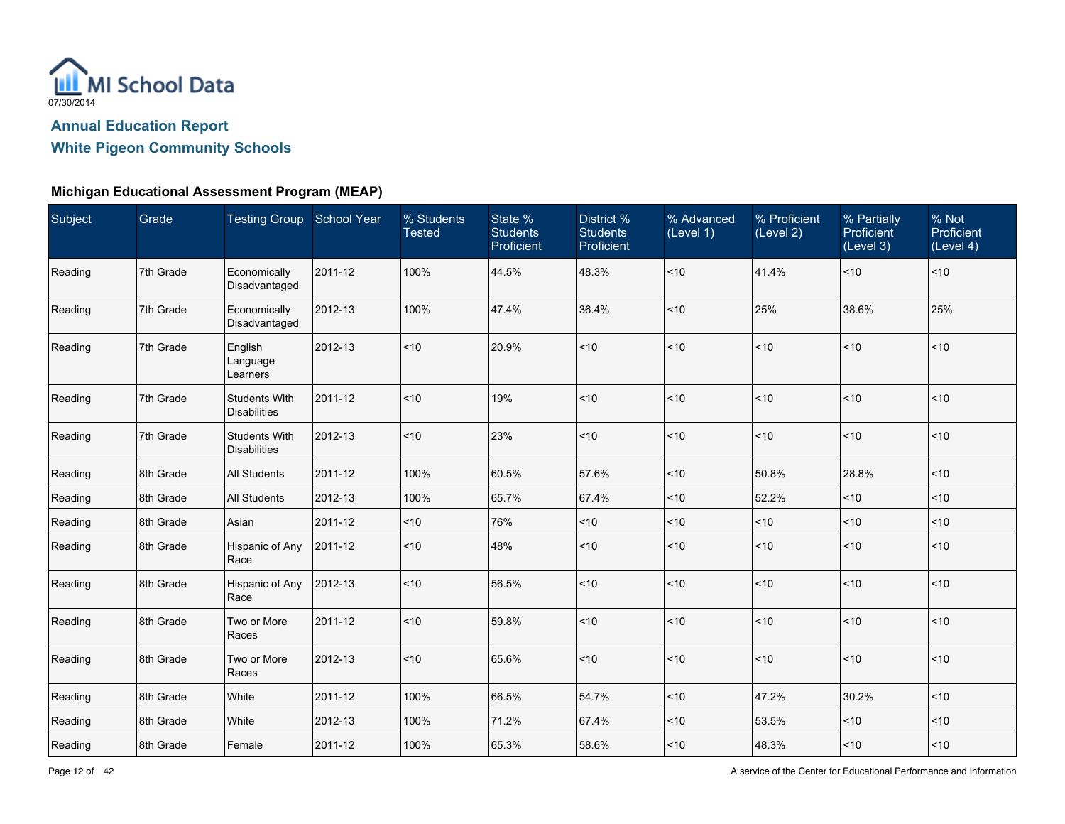07/30/2014

## Annual Education Report

## White Pigeon Community Schools

### Michigan Educational Assessment Program (MEAP)

| Subject | Grade | Testing Group | School Year | % Students Tested | State % Students Proficient | District % Students Proficient | % Advanced (Level 1) | % Proficient (Level 2) | % Partially Proficient (Level 3) | % Not Proficient (Level 4) |
|---|---|---|---|---|---|---|---|---|---|---|
| Reading | 7th Grade | Economically Disadvantaged | 2011-12 | 100% | 44.5% | 48.3% | <10 | 41.4% | <10 | <10 |
| Reading | 7th Grade | Economically Disadvantaged | 2012-13 | 100% | 47.4% | 36.4% | <10 | 25% | 38.6% | 25% |
| Reading | 7th Grade | English Language Learners | 2012-13 | <10 | 20.9% | <10 | <10 | <10 | <10 | <10 |
| Reading | 7th Grade | Students With Disabilities | 2011-12 | <10 | 19% | <10 | <10 | <10 | <10 | <10 |
| Reading | 7th Grade | Students With Disabilities | 2012-13 | <10 | 23% | <10 | <10 | <10 | <10 | <10 |
| Reading | 8th Grade | All Students | 2011-12 | 100% | 60.5% | 57.6% | <10 | 50.8% | 28.8% | <10 |
| Reading | 8th Grade | All Students | 2012-13 | 100% | 65.7% | 67.4% | <10 | 52.2% | <10 | <10 |
| Reading | 8th Grade | Asian | 2011-12 | <10 | 76% | <10 | <10 | <10 | <10 | <10 |
| Reading | 8th Grade | Hispanic of Any Race | 2011-12 | <10 | 48% | <10 | <10 | <10 | <10 | <10 |
| Reading | 8th Grade | Hispanic of Any Race | 2012-13 | <10 | 56.5% | <10 | <10 | <10 | <10 | <10 |
| Reading | 8th Grade | Two or More Races | 2011-12 | <10 | 59.8% | <10 | <10 | <10 | <10 | <10 |
| Reading | 8th Grade | Two or More Races | 2012-13 | <10 | 65.6% | <10 | <10 | <10 | <10 | <10 |
| Reading | 8th Grade | White | 2011-12 | 100% | 66.5% | 54.7% | <10 | 47.2% | 30.2% | <10 |
| Reading | 8th Grade | White | 2012-13 | 100% | 71.2% | 67.4% | <10 | 53.5% | <10 | <10 |
| Reading | 8th Grade | Female | 2011-12 | 100% | 65.3% | 58.6% | <10 | 48.3% | <10 | <10 |

A service of the Center for Educational Performance and Information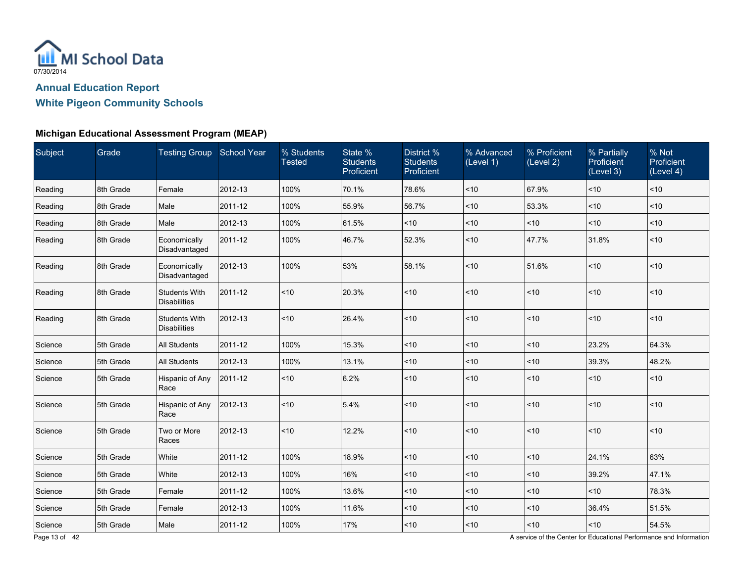MI School Data

07/30/2014

## Annual Education Report

## White Pigeon Community Schools

### Michigan Educational Assessment Program (MEAP)

| Subject | Grade | Testing Group | School Year | % Students Tested | State % Students Proficient | District % Students Proficient | % Advanced (Level 1) | % Proficient (Level 2) | % Partially Proficient (Level 3) | % Not Proficient (Level 4) |
|---|---|---|---|---|---|---|---|---|---|---|
| Reading | 8th Grade | Female | 2012-13 | 100% | 70.1% | 78.6% | <10 | 67.9% | <10 | <10 |
| Reading | 8th Grade | Male | 2011-12 | 100% | 55.9% | 56.7% | <10 | 53.3% | <10 | <10 |
| Reading | 8th Grade | Male | 2012-13 | 100% | 61.5% | <10 | <10 | <10 | <10 | <10 |
| Reading | 8th Grade | Economically Disadvantaged | 2011-12 | 100% | 46.7% | 52.3% | <10 | 47.7% | 31.8% | <10 |
| Reading | 8th Grade | Economically Disadvantaged | 2012-13 | 100% | 53% | 58.1% | <10 | 51.6% | <10 | <10 |
| Reading | 8th Grade | Students With Disabilities | 2011-12 | <10 | 20.3% | <10 | <10 | <10 | <10 | <10 |
| Reading | 8th Grade | Students With Disabilities | 2012-13 | <10 | 26.4% | <10 | <10 | <10 | <10 | <10 |
| Science | 5th Grade | All Students | 2011-12 | 100% | 15.3% | <10 | <10 | <10 | 23.2% | 64.3% |
| Science | 5th Grade | All Students | 2012-13 | 100% | 13.1% | <10 | <10 | <10 | 39.3% | 48.2% |
| Science | 5th Grade | Hispanic of Any Race | 2011-12 | <10 | 6.2% | <10 | <10 | <10 | <10 | <10 |
| Science | 5th Grade | Hispanic of Any Race | 2012-13 | <10 | 5.4% | <10 | <10 | <10 | <10 | <10 |
| Science | 5th Grade | Two or More Races | 2012-13 | <10 | 12.2% | <10 | <10 | <10 | <10 | <10 |
| Science | 5th Grade | White | 2011-12 | 100% | 18.9% | <10 | <10 | <10 | 24.1% | 63% |
| Science | 5th Grade | White | 2012-13 | 100% | 16% | <10 | <10 | <10 | 39.2% | 47.1% |
| Science | 5th Grade | Female | 2011-12 | 100% | 13.6% | <10 | <10 | <10 | <10 | 78.3% |
| Science | 5th Grade | Female | 2012-13 | 100% | 11.6% | <10 | <10 | <10 | 36.4% | 51.5% |
| Science | 5th Grade | Male | 2011-12 | 100% | 17% | <10 | <10 | <10 | <10 | 54.5% |

A service of the Center for Educational Performance and Information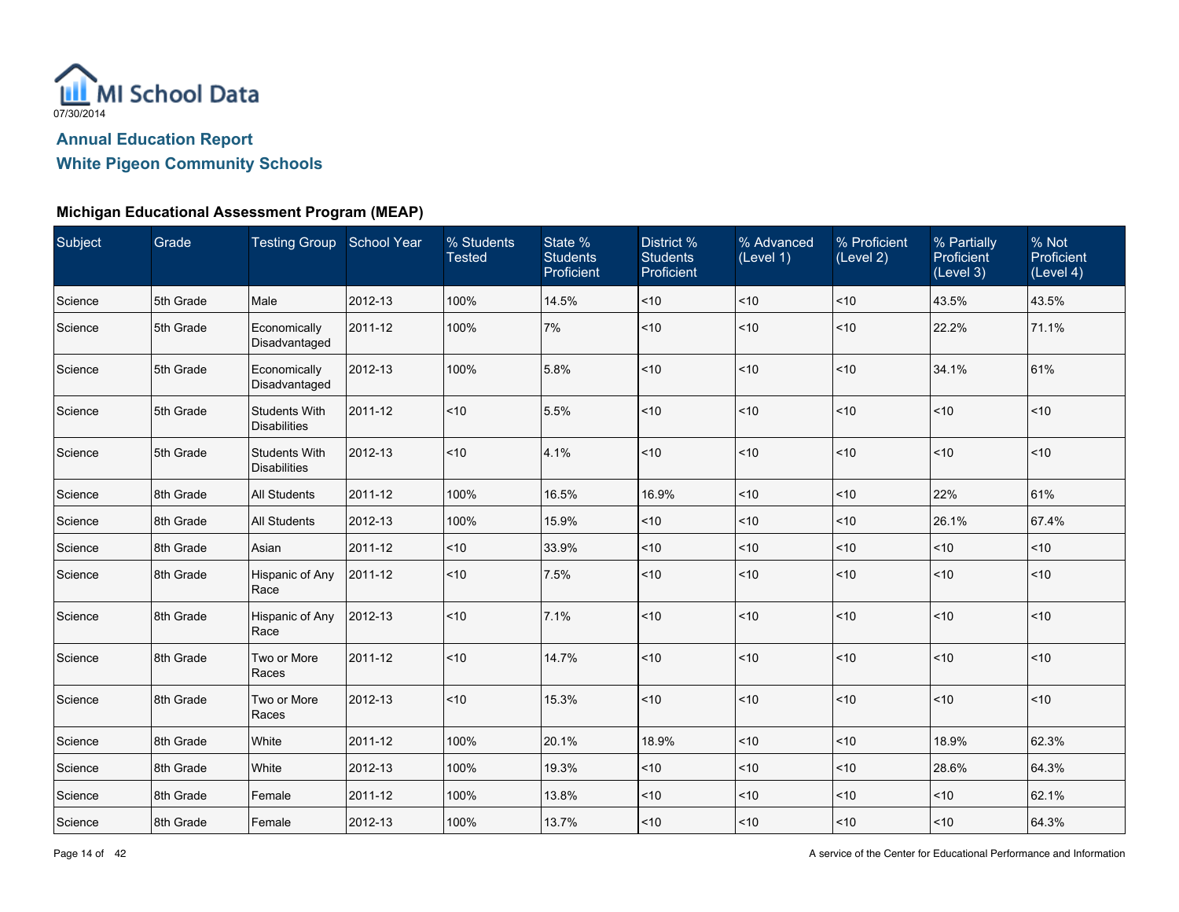07/30/2014

## Annual Education Report

## White Pigeon Community Schools

### Michigan Educational Assessment Program (MEAP)

| Subject | Grade | Testing Group | School Year | % Students Tested | State % Students Proficient | District % Students Proficient | % Advanced (Level 1) | % Proficient (Level 2) | % Partially Proficient (Level 3) | % Not Proficient (Level 4) |
|---|---|---|---|---|---|---|---|---|---|---|
| Science | 5th Grade | Male | 2012-13 | 100% | 14.5% | <10 | <10 | <10 | 43.5% | 43.5% |
| Science | 5th Grade | Economically Disadvantaged | 2011-12 | 100% | 7% | <10 | <10 | <10 | 22.2% | 71.1% |
| Science | 5th Grade | Economically Disadvantaged | 2012-13 | 100% | 5.8% | <10 | <10 | <10 | 34.1% | 61% |
| Science | 5th Grade | Students With Disabilities | 2011-12 | <10 | 5.5% | <10 | <10 | <10 | <10 | <10 |
| Science | 5th Grade | Students With Disabilities | 2012-13 | <10 | 4.1% | <10 | <10 | <10 | <10 | <10 |
| Science | 8th Grade | All Students | 2011-12 | 100% | 16.5% | 16.9% | <10 | <10 | 22% | 61% |
| Science | 8th Grade | All Students | 2012-13 | 100% | 15.9% | <10 | <10 | <10 | 26.1% | 67.4% |
| Science | 8th Grade | Asian | 2011-12 | <10 | 33.9% | <10 | <10 | <10 | <10 | <10 |
| Science | 8th Grade | Hispanic of Any Race | 2011-12 | <10 | 7.5% | <10 | <10 | <10 | <10 | <10 |
| Science | 8th Grade | Hispanic of Any Race | 2012-13 | <10 | 7.1% | <10 | <10 | <10 | <10 | <10 |
| Science | 8th Grade | Two or More Races | 2011-12 | <10 | 14.7% | <10 | <10 | <10 | <10 | <10 |
| Science | 8th Grade | Two or More Races | 2012-13 | <10 | 15.3% | <10 | <10 | <10 | <10 | <10 |
| Science | 8th Grade | White | 2011-12 | 100% | 20.1% | 18.9% | <10 | <10 | 18.9% | 62.3% |
| Science | 8th Grade | White | 2012-13 | 100% | 19.3% | <10 | <10 | <10 | 28.6% | 64.3% |
| Science | 8th Grade | Female | 2011-12 | 100% | 13.8% | <10 | <10 | <10 | <10 | 62.1% |
| Science | 8th Grade | Female | 2012-13 | 100% | 13.7% | <10 | <10 | <10 | <10 | 64.3% |

A service of the Center for Educational Performance and Information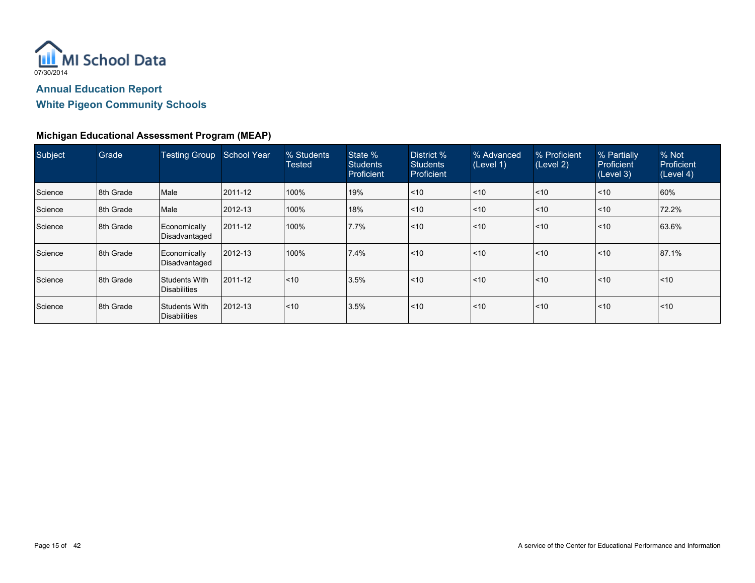MI School Data
07/30/2014

## Annual Education Report

## White Pigeon Community Schools

### Michigan Educational Assessment Program (MEAP)

| Subject | Grade | Testing Group | School Year | % Students Tested | State % Students Proficient | District % Students Proficient | % Advanced (Level 1) | % Proficient (Level 2) | % Partially Proficient (Level 3) | % Not Proficient (Level 4) |
|---|---|---|---|---|---|---|---|---|---|---|
| Science | 8th Grade | Male | 2011-12 | 100% | 19% | <10 | <10 | <10 | <10 | 60% |
| Science | 8th Grade | Male | 2012-13 | 100% | 18% | <10 | <10 | <10 | <10 | 72.2% |
| Science | 8th Grade | Economically Disadvantaged | 2011-12 | 100% | 7.7% | <10 | <10 | <10 | <10 | 63.6% |
| Science | 8th Grade | Economically Disadvantaged | 2012-13 | 100% | 7.4% | <10 | <10 | <10 | <10 | 87.1% |
| Science | 8th Grade | Students With Disabilities | 2011-12 | <10 | 3.5% | <10 | <10 | <10 | <10 | <10 |
| Science | 8th Grade | Students With Disabilities | 2012-13 | <10 | 3.5% | <10 | <10 | <10 | <10 | <10 |

A service of the Center for Educational Performance and Information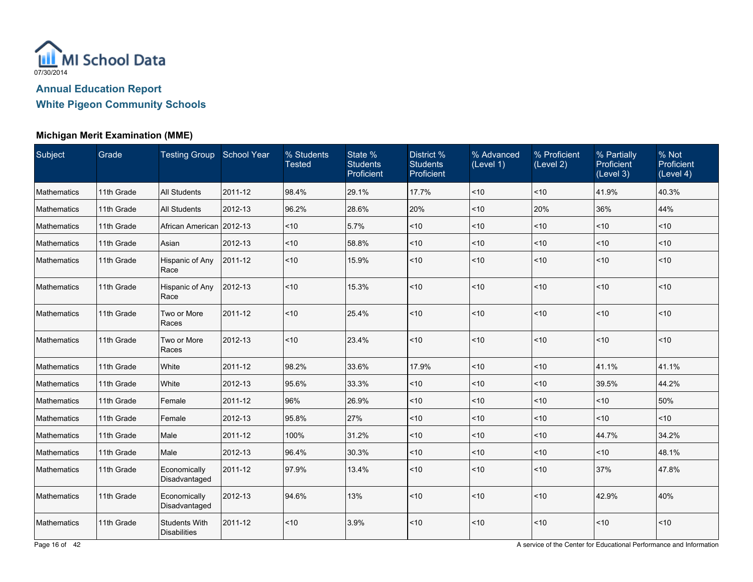MI School Data

07/30/2014

## Annual Education Report

## White Pigeon Community Schools

### Michigan Merit Examination (MME)

| Subject | Grade | Testing Group | School Year | % Students Tested | State % Students Proficient | District % Students Proficient | % Advanced (Level 1) | % Proficient (Level 2) | % Partially Proficient (Level 3) | % Not Proficient (Level 4) |
|---|---|---|---|---|---|---|---|---|---|---|
| Mathematics | 11th Grade | All Students | 2011-12 | 98.4% | 29.1% | 17.7% | <10 | <10 | 41.9% | 40.3% |
| Mathematics | 11th Grade | All Students | 2012-13 | 96.2% | 28.6% | 20% | <10 | 20% | 36% | 44% |
| Mathematics | 11th Grade | African American | 2012-13 | <10 | 5.7% | <10 | <10 | <10 | <10 | <10 |
| Mathematics | 11th Grade | Asian | 2012-13 | <10 | 58.8% | <10 | <10 | <10 | <10 | <10 |
| Mathematics | 11th Grade | Hispanic of Any Race | 2011-12 | <10 | 15.9% | <10 | <10 | <10 | <10 | <10 |
| Mathematics | 11th Grade | Hispanic of Any Race | 2012-13 | <10 | 15.3% | <10 | <10 | <10 | <10 | <10 |
| Mathematics | 11th Grade | Two or More Races | 2011-12 | <10 | 25.4% | <10 | <10 | <10 | <10 | <10 |
| Mathematics | 11th Grade | Two or More Races | 2012-13 | <10 | 23.4% | <10 | <10 | <10 | <10 | <10 |
| Mathematics | 11th Grade | White | 2011-12 | 98.2% | 33.6% | 17.9% | <10 | <10 | 41.1% | 41.1% |
| Mathematics | 11th Grade | White | 2012-13 | 95.6% | 33.3% | <10 | <10 | <10 | 39.5% | 44.2% |
| Mathematics | 11th Grade | Female | 2011-12 | 96% | 26.9% | <10 | <10 | <10 | <10 | 50% |
| Mathematics | 11th Grade | Female | 2012-13 | 95.8% | 27% | <10 | <10 | <10 | <10 | <10 |
| Mathematics | 11th Grade | Male | 2011-12 | 100% | 31.2% | <10 | <10 | <10 | 44.7% | 34.2% |
| Mathematics | 11th Grade | Male | 2012-13 | 96.4% | 30.3% | <10 | <10 | <10 | <10 | 48.1% |
| Mathematics | 11th Grade | Economically Disadvantaged | 2011-12 | 97.9% | 13.4% | <10 | <10 | <10 | 37% | 47.8% |
| Mathematics | 11th Grade | Economically Disadvantaged | 2012-13 | 94.6% | 13% | <10 | <10 | <10 | 42.9% | 40% |
| Mathematics | 11th Grade | Students With Disabilities | 2011-12 | <10 | 3.9% | <10 | <10 | <10 | <10 | <10 |

A service of the Center for Educational Performance and Information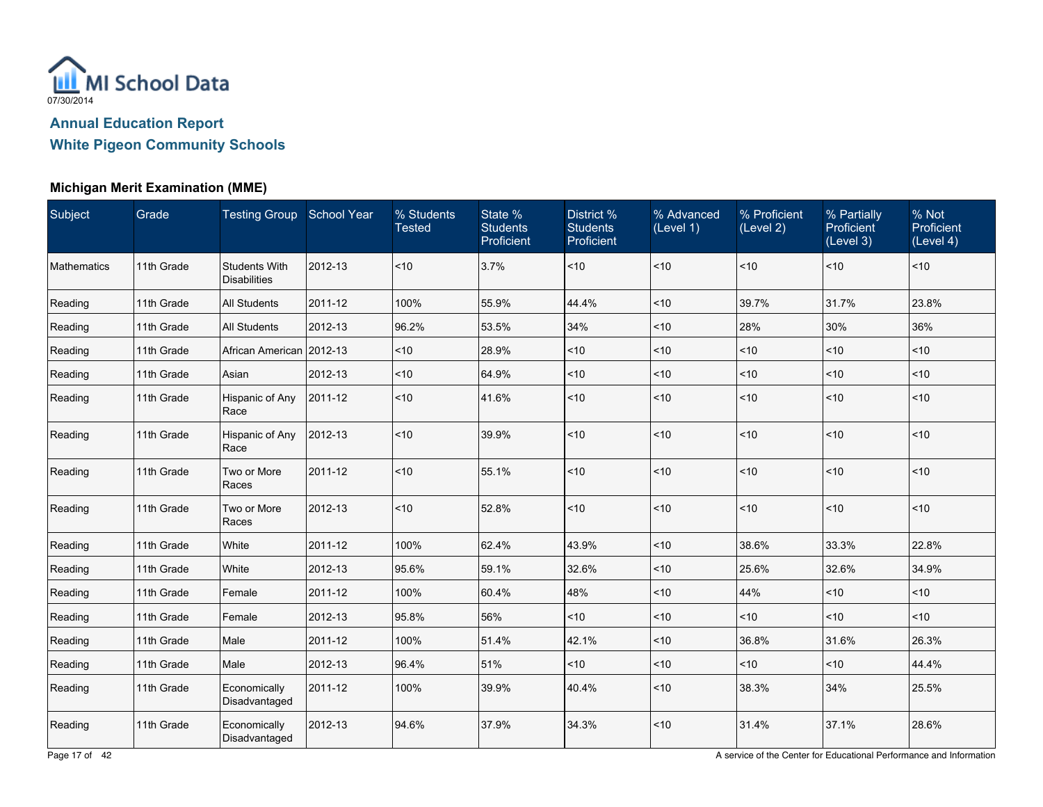MI School Data

07/30/2014

## Annual Education Report

## White Pigeon Community Schools

### Michigan Merit Examination (MME)

| Subject | Grade | Testing Group | School Year | % Students Tested | State % Students Proficient | District % Students Proficient | % Advanced (Level 1) | % Proficient (Level 2) | % Partially Proficient (Level 3) | % Not Proficient (Level 4) |
|---|---|---|---|---|---|---|---|---|---|---|
| Mathematics | 11th Grade | Students With Disabilities | 2012-13 | <10 | 3.7% | <10 | <10 | <10 | <10 | <10 |
| Reading | 11th Grade | All Students | 2011-12 | 100% | 55.9% | 44.4% | <10 | 39.7% | 31.7% | 23.8% |
| Reading | 11th Grade | All Students | 2012-13 | 96.2% | 53.5% | 34% | <10 | 28% | 30% | 36% |
| Reading | 11th Grade | African American | 2012-13 | <10 | 28.9% | <10 | <10 | <10 | <10 | <10 |
| Reading | 11th Grade | Asian | 2012-13 | <10 | 64.9% | <10 | <10 | <10 | <10 | <10 |
| Reading | 11th Grade | Hispanic of Any Race | 2011-12 | <10 | 41.6% | <10 | <10 | <10 | <10 | <10 |
| Reading | 11th Grade | Hispanic of Any Race | 2012-13 | <10 | 39.9% | <10 | <10 | <10 | <10 | <10 |
| Reading | 11th Grade | Two or More Races | 2011-12 | <10 | 55.1% | <10 | <10 | <10 | <10 | <10 |
| Reading | 11th Grade | Two or More Races | 2012-13 | <10 | 52.8% | <10 | <10 | <10 | <10 | <10 |
| Reading | 11th Grade | White | 2011-12 | 100% | 62.4% | 43.9% | <10 | 38.6% | 33.3% | 22.8% |
| Reading | 11th Grade | White | 2012-13 | 95.6% | 59.1% | 32.6% | <10 | 25.6% | 32.6% | 34.9% |
| Reading | 11th Grade | Female | 2011-12 | 100% | 60.4% | 48% | <10 | 44% | <10 | <10 |
| Reading | 11th Grade | Female | 2012-13 | 95.8% | 56% | <10 | <10 | <10 | <10 | <10 |
| Reading | 11th Grade | Male | 2011-12 | 100% | 51.4% | 42.1% | <10 | 36.8% | 31.6% | 26.3% |
| Reading | 11th Grade | Male | 2012-13 | 96.4% | 51% | <10 | <10 | <10 | <10 | 44.4% |
| Reading | 11th Grade | Economically Disadvantaged | 2011-12 | 100% | 39.9% | 40.4% | <10 | 38.3% | 34% | 25.5% |
| Reading | 11th Grade | Economically Disadvantaged | 2012-13 | 94.6% | 37.9% | 34.3% | <10 | 31.4% | 37.1% | 28.6% |

A service of the Center for Educational Performance and Information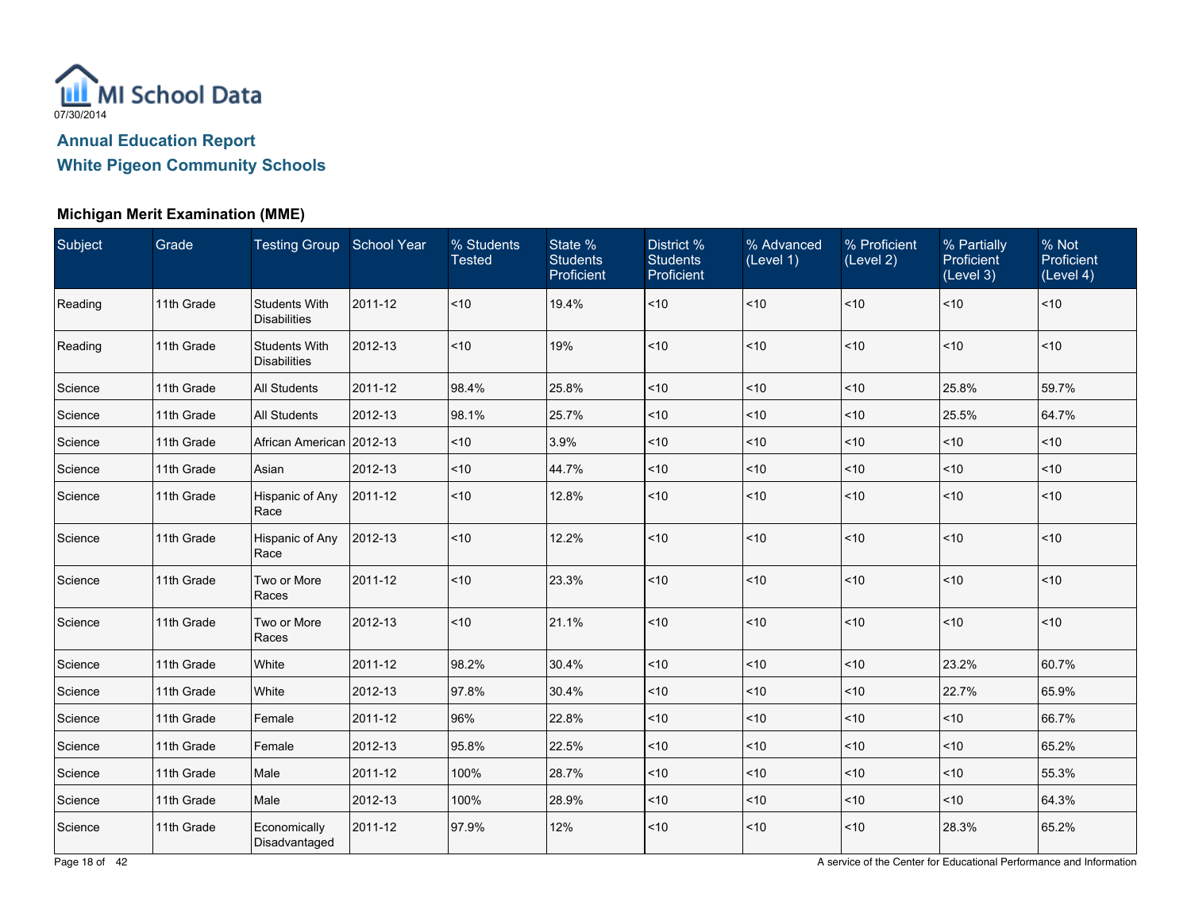07/30/2014

## Annual Education Report

## White Pigeon Community Schools

### Michigan Merit Examination (MME)

| Subject | Grade | Testing Group | School Year | % Students Tested | State % Students Proficient | District % Students Proficient | % Advanced (Level 1) | % Proficient (Level 2) | % Partially Proficient (Level 3) | % Not Proficient (Level 4) |
|---|---|---|---|---|---|---|---|---|---|---|
| Reading | 11th Grade | Students With Disabilities | 2011-12 | <10 | 19.4% | <10 | <10 | <10 | <10 | <10 |
| Reading | 11th Grade | Students With Disabilities | 2012-13 | <10 | 19% | <10 | <10 | <10 | <10 | <10 |
| Science | 11th Grade | All Students | 2011-12 | 98.4% | 25.8% | <10 | <10 | <10 | 25.8% | 59.7% |
| Science | 11th Grade | All Students | 2012-13 | 98.1% | 25.7% | <10 | <10 | <10 | 25.5% | 64.7% |
| Science | 11th Grade | African American | 2012-13 | <10 | 3.9% | <10 | <10 | <10 | <10 | <10 |
| Science | 11th Grade | Asian | 2012-13 | <10 | 44.7% | <10 | <10 | <10 | <10 | <10 |
| Science | 11th Grade | Hispanic of Any Race | 2011-12 | <10 | 12.8% | <10 | <10 | <10 | <10 | <10 |
| Science | 11th Grade | Hispanic of Any Race | 2012-13 | <10 | 12.2% | <10 | <10 | <10 | <10 | <10 |
| Science | 11th Grade | Two or More Races | 2011-12 | <10 | 23.3% | <10 | <10 | <10 | <10 | <10 |
| Science | 11th Grade | Two or More Races | 2012-13 | <10 | 21.1% | <10 | <10 | <10 | <10 | <10 |
| Science | 11th Grade | White | 2011-12 | 98.2% | 30.4% | <10 | <10 | <10 | 23.2% | 60.7% |
| Science | 11th Grade | White | 2012-13 | 97.8% | 30.4% | <10 | <10 | <10 | 22.7% | 65.9% |
| Science | 11th Grade | Female | 2011-12 | 96% | 22.8% | <10 | <10 | <10 | <10 | 66.7% |
| Science | 11th Grade | Female | 2012-13 | 95.8% | 22.5% | <10 | <10 | <10 | <10 | 65.2% |
| Science | 11th Grade | Male | 2011-12 | 100% | 28.7% | <10 | <10 | <10 | <10 | 55.3% |
| Science | 11th Grade | Male | 2012-13 | 100% | 28.9% | <10 | <10 | <10 | <10 | 64.3% |
| Science | 11th Grade | Economically Disadvantaged | 2011-12 | 97.9% | 12% | <10 | <10 | <10 | 28.3% | 65.2% |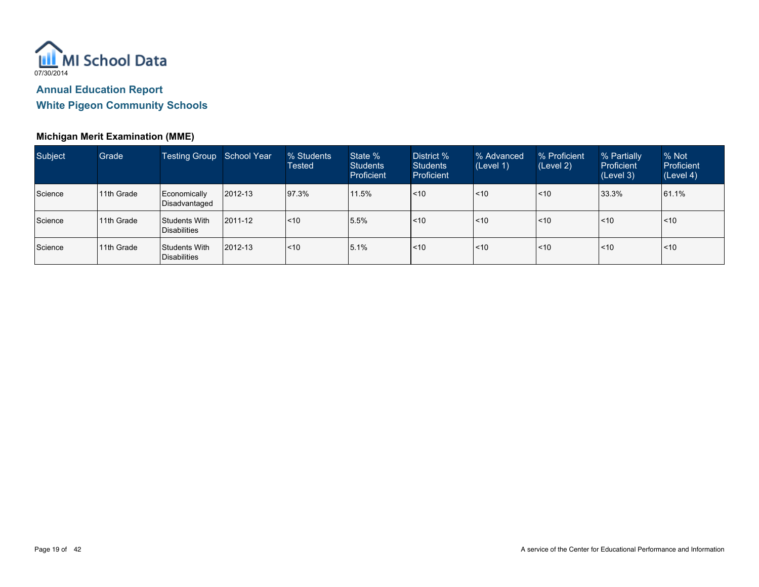MI School Data

07/30/2014

## Annual Education Report

## White Pigeon Community Schools

### Michigan Merit Examination (MME)

| Subject | Grade | Testing Group | School Year | % Students Tested | State % Students Proficient | District % Students Proficient | % Advanced (Level 1) | % Proficient (Level 2) | % Partially Proficient (Level 3) | % Not Proficient (Level 4) |
|---|---|---|---|---|---|---|---|---|---|---|
| Science | 11th Grade | Economically Disadvantaged | 2012-13 | 97.3% | 11.5% | <10 | <10 | <10 | 33.3% | 61.1% |
| Science | 11th Grade | Students With Disabilities | 2011-12 | <10 | 5.5% | <10 | <10 | <10 | <10 | <10 |
| Science | 11th Grade | Students With Disabilities | 2012-13 | <10 | 5.1% | <10 | <10 | <10 | <10 | <10 |

A service of the Center for Educational Performance and Information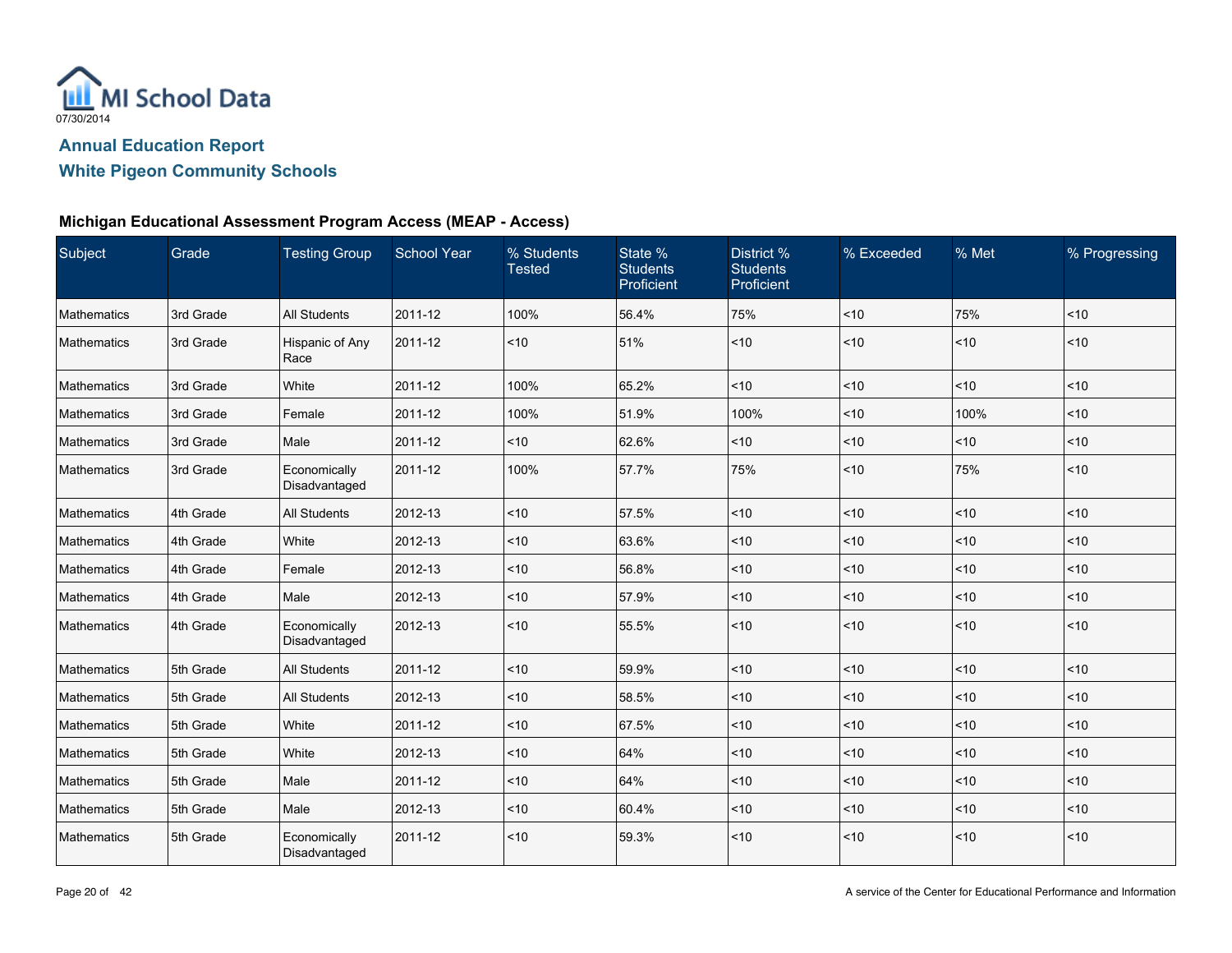MI School Data
07/30/2014

## Annual Education Report
## White Pigeon Community Schools

### Michigan Educational Assessment Program Access (MEAP - Access)

| Subject | Grade | Testing Group | School Year | % Students Tested | State % Students Proficient | District % Students Proficient | % Exceeded | % Met | % Progressing |
|---|---|---|---|---|---|---|---|---|---|
| Mathematics | 3rd Grade | All Students | 2011-12 | 100% | 56.4% | 75% | <10 | 75% | <10 |
| Mathematics | 3rd Grade | Hispanic of Any Race | 2011-12 | <10 | 51% | <10 | <10 | <10 | <10 |
| Mathematics | 3rd Grade | White | 2011-12 | 100% | 65.2% | <10 | <10 | <10 | <10 |
| Mathematics | 3rd Grade | Female | 2011-12 | 100% | 51.9% | 100% | <10 | 100% | <10 |
| Mathematics | 3rd Grade | Male | 2011-12 | <10 | 62.6% | <10 | <10 | <10 | <10 |
| Mathematics | 3rd Grade | Economically Disadvantaged | 2011-12 | 100% | 57.7% | 75% | <10 | 75% | <10 |
| Mathematics | 4th Grade | All Students | 2012-13 | <10 | 57.5% | <10 | <10 | <10 | <10 |
| Mathematics | 4th Grade | White | 2012-13 | <10 | 63.6% | <10 | <10 | <10 | <10 |
| Mathematics | 4th Grade | Female | 2012-13 | <10 | 56.8% | <10 | <10 | <10 | <10 |
| Mathematics | 4th Grade | Male | 2012-13 | <10 | 57.9% | <10 | <10 | <10 | <10 |
| Mathematics | 4th Grade | Economically Disadvantaged | 2012-13 | <10 | 55.5% | <10 | <10 | <10 | <10 |
| Mathematics | 5th Grade | All Students | 2011-12 | <10 | 59.9% | <10 | <10 | <10 | <10 |
| Mathematics | 5th Grade | All Students | 2012-13 | <10 | 58.5% | <10 | <10 | <10 | <10 |
| Mathematics | 5th Grade | White | 2011-12 | <10 | 67.5% | <10 | <10 | <10 | <10 |
| Mathematics | 5th Grade | White | 2012-13 | <10 | 64% | <10 | <10 | <10 | <10 |
| Mathematics | 5th Grade | Male | 2011-12 | <10 | 64% | <10 | <10 | <10 | <10 |
| Mathematics | 5th Grade | Male | 2012-13 | <10 | 60.4% | <10 | <10 | <10 | <10 |
| Mathematics | 5th Grade | Economically Disadvantaged | 2011-12 | <10 | 59.3% | <10 | <10 | <10 | <10 |

A service of the Center for Educational Performance and Information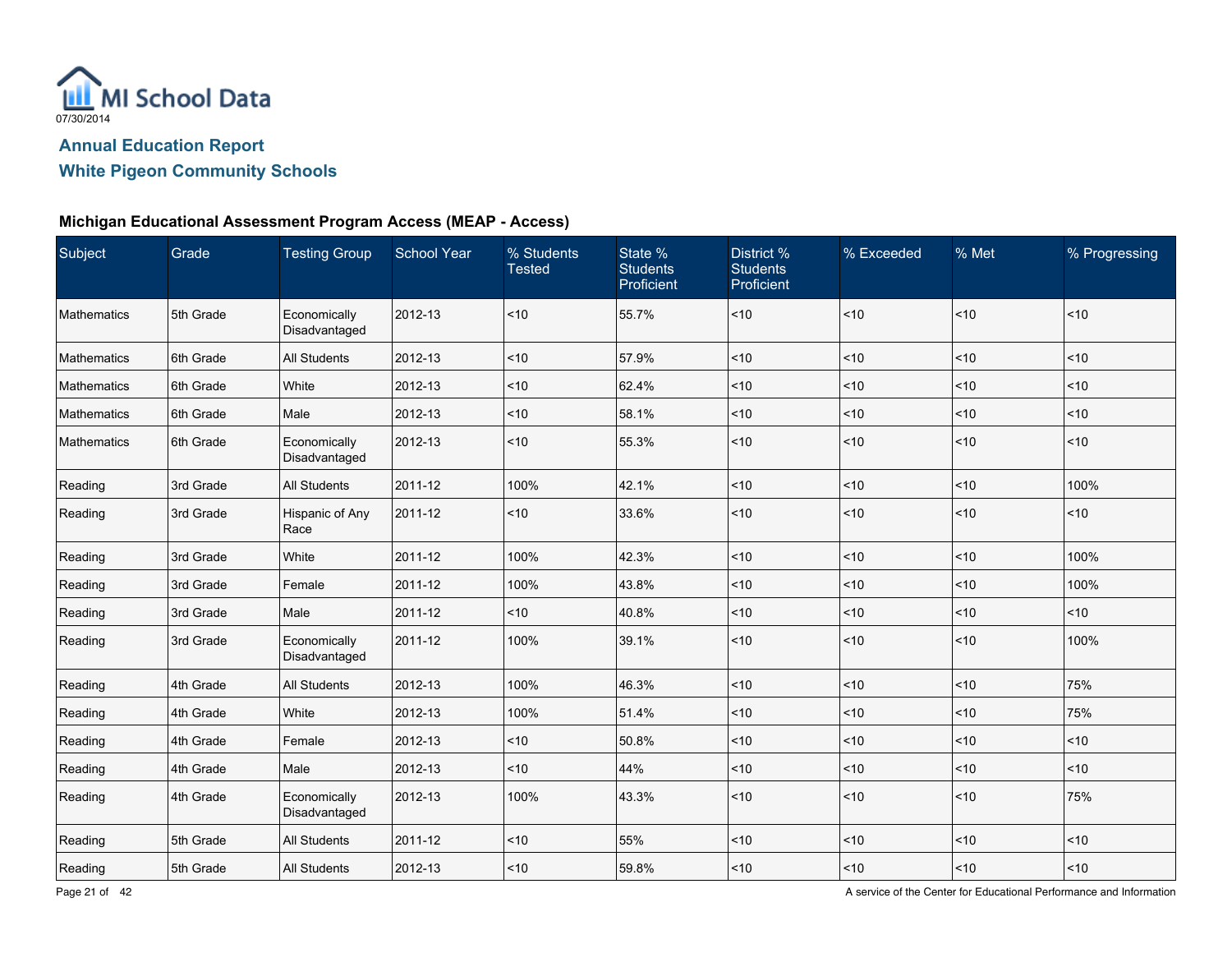MI School Data

07/30/2014

## Annual Education Report

## White Pigeon Community Schools

### Michigan Educational Assessment Program Access (MEAP - Access)

| Subject | Grade | Testing Group | School Year | % Students Tested | State % Students Proficient | District % Students Proficient | % Exceeded | % Met | % Progressing |
|---|---|---|---|---|---|---|---|---|---|
| Mathematics | 5th Grade | Economically Disadvantaged | 2012-13 | <10 | 55.7% | <10 | <10 | <10 | <10 |
| Mathematics | 6th Grade | All Students | 2012-13 | <10 | 57.9% | <10 | <10 | <10 | <10 |
| Mathematics | 6th Grade | White | 2012-13 | <10 | 62.4% | <10 | <10 | <10 | <10 |
| Mathematics | 6th Grade | Male | 2012-13 | <10 | 58.1% | <10 | <10 | <10 | <10 |
| Mathematics | 6th Grade | Economically Disadvantaged | 2012-13 | <10 | 55.3% | <10 | <10 | <10 | <10 |
| Reading | 3rd Grade | All Students | 2011-12 | 100% | 42.1% | <10 | <10 | <10 | 100% |
| Reading | 3rd Grade | Hispanic of Any Race | 2011-12 | <10 | 33.6% | <10 | <10 | <10 | <10 |
| Reading | 3rd Grade | White | 2011-12 | 100% | 42.3% | <10 | <10 | <10 | 100% |
| Reading | 3rd Grade | Female | 2011-12 | 100% | 43.8% | <10 | <10 | <10 | 100% |
| Reading | 3rd Grade | Male | 2011-12 | <10 | 40.8% | <10 | <10 | <10 | <10 |
| Reading | 3rd Grade | Economically Disadvantaged | 2011-12 | 100% | 39.1% | <10 | <10 | <10 | 100% |
| Reading | 4th Grade | All Students | 2012-13 | 100% | 46.3% | <10 | <10 | <10 | 75% |
| Reading | 4th Grade | White | 2012-13 | 100% | 51.4% | <10 | <10 | <10 | 75% |
| Reading | 4th Grade | Female | 2012-13 | <10 | 50.8% | <10 | <10 | <10 | <10 |
| Reading | 4th Grade | Male | 2012-13 | <10 | 44% | <10 | <10 | <10 | <10 |
| Reading | 4th Grade | Economically Disadvantaged | 2012-13 | 100% | 43.3% | <10 | <10 | <10 | 75% |
| Reading | 5th Grade | All Students | 2011-12 | <10 | 55% | <10 | <10 | <10 | <10 |
| Reading | 5th Grade | All Students | 2012-13 | <10 | 59.8% | <10 | <10 | <10 | <10 |

A service of the Center for Educational Performance and Information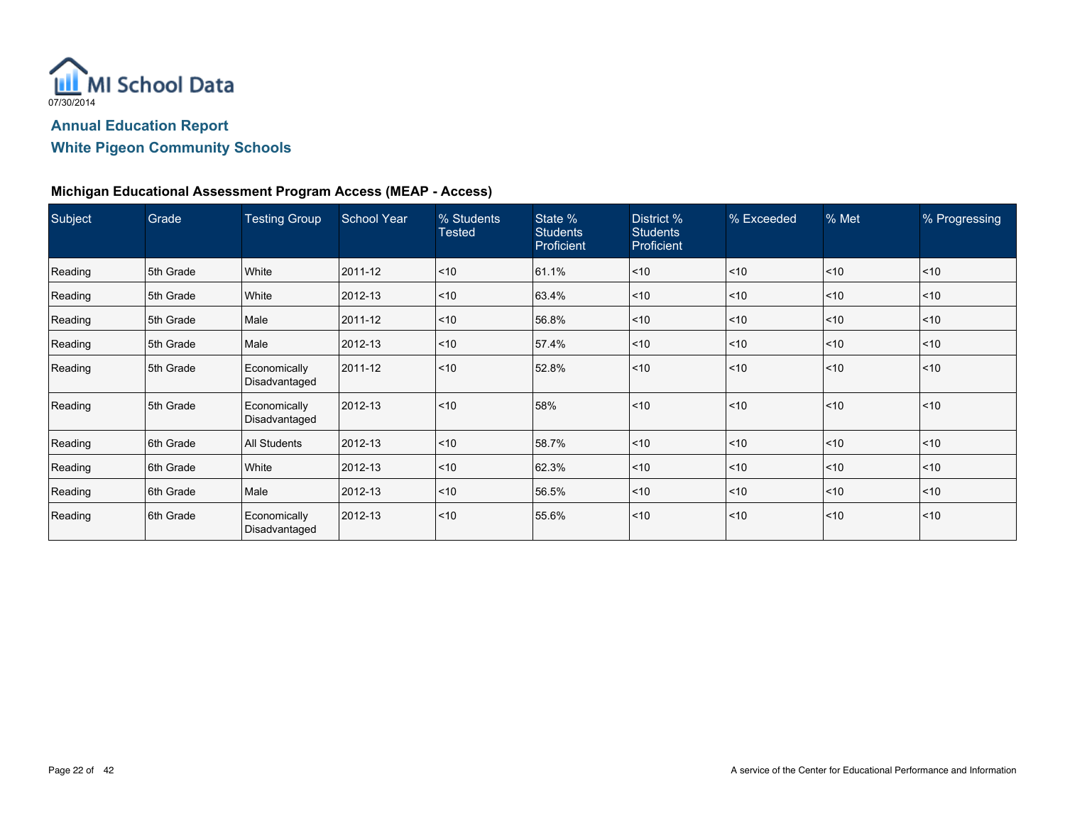MI School Data

07/30/2014

## Annual Education Report

## White Pigeon Community Schools

### Michigan Educational Assessment Program Access (MEAP - Access)

| Subject | Grade | Testing Group | School Year | % Students Tested | State % Students Proficient | District % Students Proficient | % Exceeded | % Met | % Progressing |
|---|---|---|---|---|---|---|---|---|---|
| Reading | 5th Grade | White | 2011-12 | <10 | 61.1% | <10 | <10 | <10 | <10 |
| Reading | 5th Grade | White | 2012-13 | <10 | 63.4% | <10 | <10 | <10 | <10 |
| Reading | 5th Grade | Male | 2011-12 | <10 | 56.8% | <10 | <10 | <10 | <10 |
| Reading | 5th Grade | Male | 2012-13 | <10 | 57.4% | <10 | <10 | <10 | <10 |
| Reading | 5th Grade | Economically Disadvantaged | 2011-12 | <10 | 52.8% | <10 | <10 | <10 | <10 |
| Reading | 5th Grade | Economically Disadvantaged | 2012-13 | <10 | 58% | <10 | <10 | <10 | <10 |
| Reading | 6th Grade | All Students | 2012-13 | <10 | 58.7% | <10 | <10 | <10 | <10 |
| Reading | 6th Grade | White | 2012-13 | <10 | 62.3% | <10 | <10 | <10 | <10 |
| Reading | 6th Grade | Male | 2012-13 | <10 | 56.5% | <10 | <10 | <10 | <10 |
| Reading | 6th Grade | Economically Disadvantaged | 2012-13 | <10 | 55.6% | <10 | <10 | <10 | <10 |

A service of the Center for Educational Performance and Information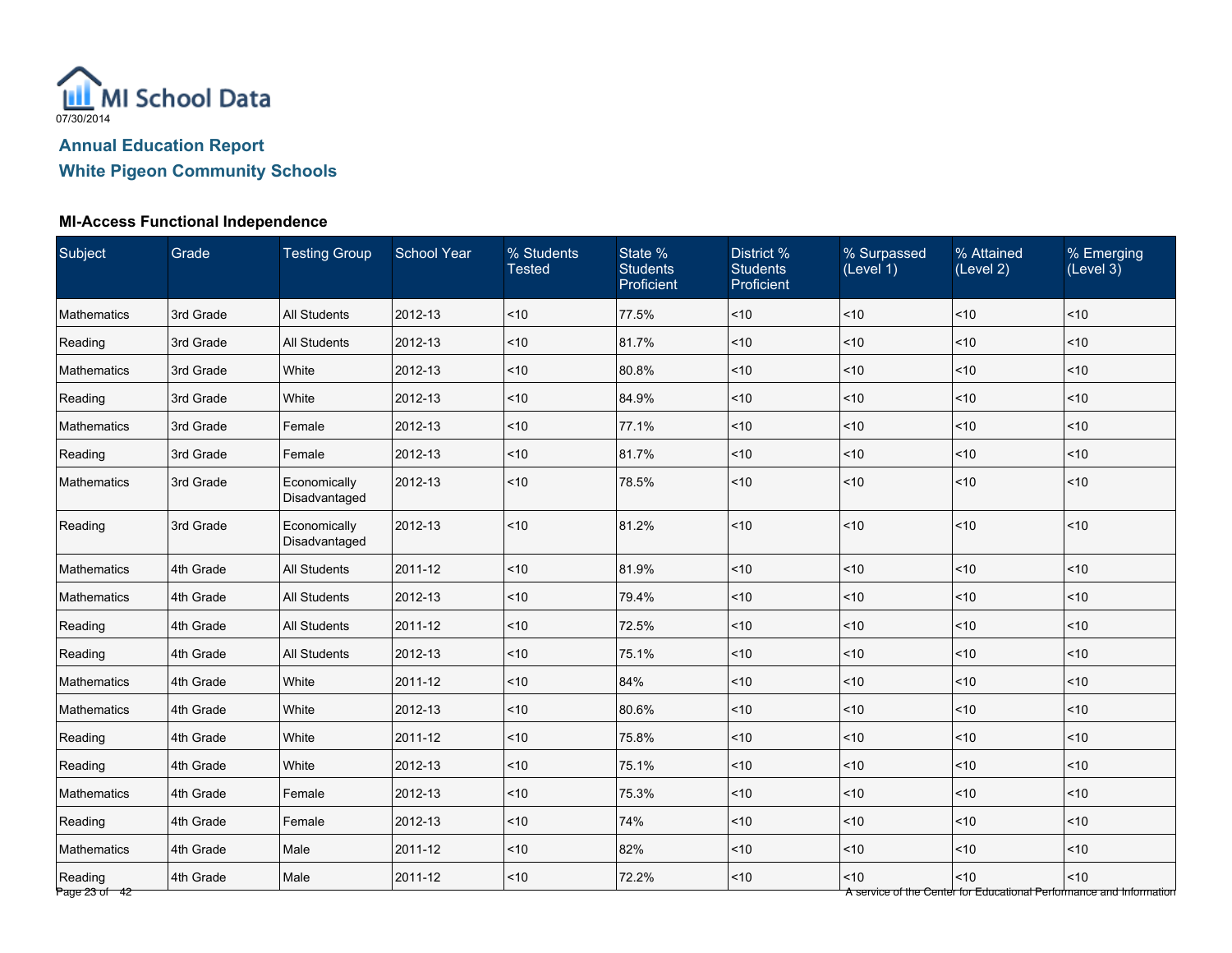MI School Data

07/30/2014

## Annual Education Report

## White Pigeon Community Schools

### MI-Access Functional Independence

| Subject | Grade | Testing Group | School Year | % Students Tested | State % Students Proficient | District % Students Proficient | % Surpassed (Level 1) | % Attained (Level 2) | % Emerging (Level 3) |
|---|---|---|---|---|---|---|---|---|---|
| Mathematics | 3rd Grade | All Students | 2012-13 | <10 | 77.5% | <10 | <10 | <10 | <10 |
| Reading | 3rd Grade | All Students | 2012-13 | <10 | 81.7% | <10 | <10 | <10 | <10 |
| Mathematics | 3rd Grade | White | 2012-13 | <10 | 80.8% | <10 | <10 | <10 | <10 |
| Reading | 3rd Grade | White | 2012-13 | <10 | 84.9% | <10 | <10 | <10 | <10 |
| Mathematics | 3rd Grade | Female | 2012-13 | <10 | 77.1% | <10 | <10 | <10 | <10 |
| Reading | 3rd Grade | Female | 2012-13 | <10 | 81.7% | <10 | <10 | <10 | <10 |
| Mathematics | 3rd Grade | Economically Disadvantaged | 2012-13 | <10 | 78.5% | <10 | <10 | <10 | <10 |
| Reading | 3rd Grade | Economically Disadvantaged | 2012-13 | <10 | 81.2% | <10 | <10 | <10 | <10 |
| Mathematics | 4th Grade | All Students | 2011-12 | <10 | 81.9% | <10 | <10 | <10 | <10 |
| Mathematics | 4th Grade | All Students | 2012-13 | <10 | 79.4% | <10 | <10 | <10 | <10 |
| Reading | 4th Grade | All Students | 2011-12 | <10 | 72.5% | <10 | <10 | <10 | <10 |
| Reading | 4th Grade | All Students | 2012-13 | <10 | 75.1% | <10 | <10 | <10 | <10 |
| Mathematics | 4th Grade | White | 2011-12 | <10 | 84% | <10 | <10 | <10 | <10 |
| Mathematics | 4th Grade | White | 2012-13 | <10 | 80.6% | <10 | <10 | <10 | <10 |
| Reading | 4th Grade | White | 2011-12 | <10 | 75.8% | <10 | <10 | <10 | <10 |
| Reading | 4th Grade | White | 2012-13 | <10 | 75.1% | <10 | <10 | <10 | <10 |
| Mathematics | 4th Grade | Female | 2012-13 | <10 | 75.3% | <10 | <10 | <10 | <10 |
| Reading | 4th Grade | Female | 2012-13 | <10 | 74% | <10 | <10 | <10 | <10 |
| Mathematics | 4th Grade | Male | 2011-12 | <10 | 82% | <10 | <10 | <10 | <10 |
| Reading | 4th Grade | Male | 2011-12 | <10 | 72.2% | <10 | <10 | <10 | <10 |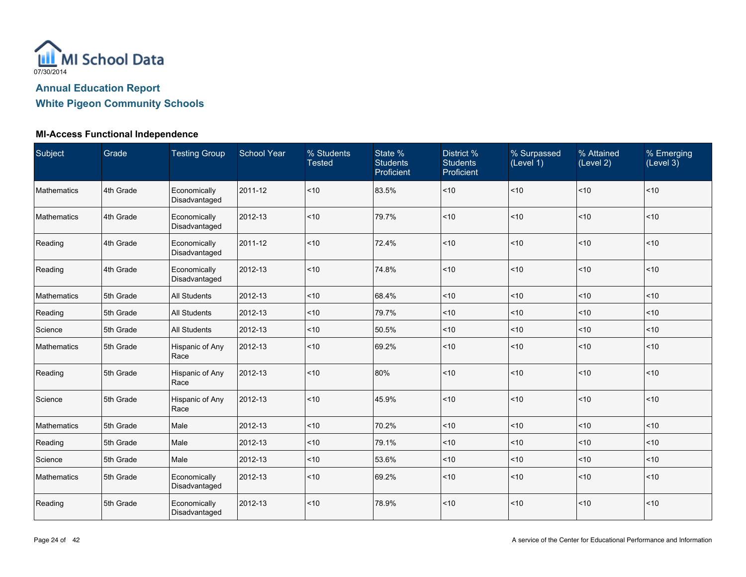MI School Data

07/30/2014

## Annual Education Report
## White Pigeon Community Schools

### MI-Access Functional Independence

| Subject | Grade | Testing Group | School Year | % Students Tested | State % Students Proficient | District % Students Proficient | % Surpassed (Level 1) | % Attained (Level 2) | % Emerging (Level 3) |
|---|---|---|---|---|---|---|---|---|---|
| Mathematics | 4th Grade | Economically Disadvantaged | 2011-12 | <10 | 83.5% | <10 | <10 | <10 | <10 |
| Mathematics | 4th Grade | Economically Disadvantaged | 2012-13 | <10 | 79.7% | <10 | <10 | <10 | <10 |
| Reading | 4th Grade | Economically Disadvantaged | 2011-12 | <10 | 72.4% | <10 | <10 | <10 | <10 |
| Reading | 4th Grade | Economically Disadvantaged | 2012-13 | <10 | 74.8% | <10 | <10 | <10 | <10 |
| Mathematics | 5th Grade | All Students | 2012-13 | <10 | 68.4% | <10 | <10 | <10 | <10 |
| Reading | 5th Grade | All Students | 2012-13 | <10 | 79.7% | <10 | <10 | <10 | <10 |
| Science | 5th Grade | All Students | 2012-13 | <10 | 50.5% | <10 | <10 | <10 | <10 |
| Mathematics | 5th Grade | Hispanic of Any Race | 2012-13 | <10 | 69.2% | <10 | <10 | <10 | <10 |
| Reading | 5th Grade | Hispanic of Any Race | 2012-13 | <10 | 80% | <10 | <10 | <10 | <10 |
| Science | 5th Grade | Hispanic of Any Race | 2012-13 | <10 | 45.9% | <10 | <10 | <10 | <10 |
| Mathematics | 5th Grade | Male | 2012-13 | <10 | 70.2% | <10 | <10 | <10 | <10 |
| Reading | 5th Grade | Male | 2012-13 | <10 | 79.1% | <10 | <10 | <10 | <10 |
| Science | 5th Grade | Male | 2012-13 | <10 | 53.6% | <10 | <10 | <10 | <10 |
| Mathematics | 5th Grade | Economically Disadvantaged | 2012-13 | <10 | 69.2% | <10 | <10 | <10 | <10 |
| Reading | 5th Grade | Economically Disadvantaged | 2012-13 | <10 | 78.9% | <10 | <10 | <10 | <10 |

A service of the Center for Educational Performance and Information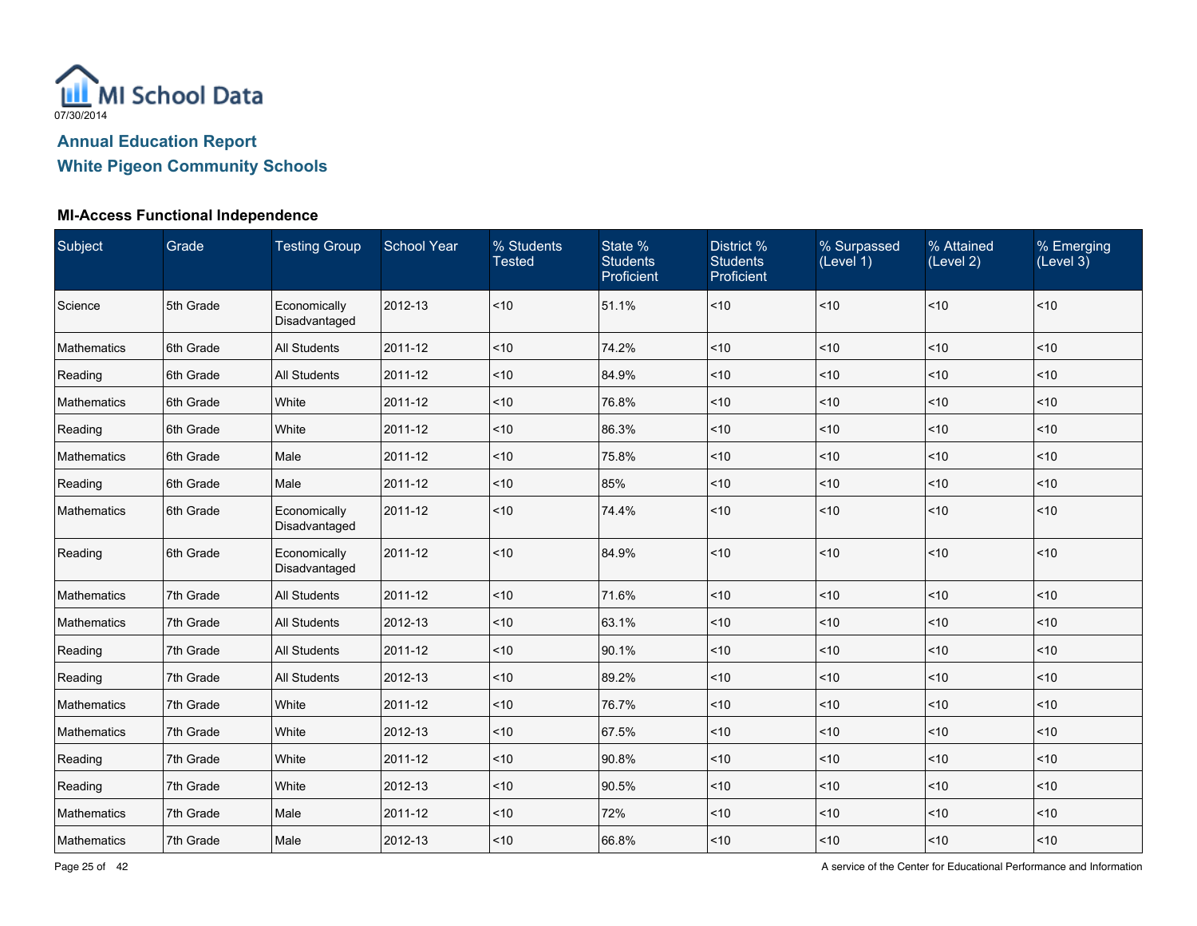MI School Data

07/30/2014

## Annual Education Report

## White Pigeon Community Schools

### MI-Access Functional Independence

| Subject | Grade | Testing Group | School Year | % Students Tested | State % Students Proficient | District % Students Proficient | % Surpassed (Level 1) | % Attained (Level 2) | % Emerging (Level 3) |
|---|---|---|---|---|---|---|---|---|---|
| Science | 5th Grade | Economically Disadvantaged | 2012-13 | <10 | 51.1% | <10 | <10 | <10 | <10 |
| Mathematics | 6th Grade | All Students | 2011-12 | <10 | 74.2% | <10 | <10 | <10 | <10 |
| Reading | 6th Grade | All Students | 2011-12 | <10 | 84.9% | <10 | <10 | <10 | <10 |
| Mathematics | 6th Grade | White | 2011-12 | <10 | 76.8% | <10 | <10 | <10 | <10 |
| Reading | 6th Grade | White | 2011-12 | <10 | 86.3% | <10 | <10 | <10 | <10 |
| Mathematics | 6th Grade | Male | 2011-12 | <10 | 75.8% | <10 | <10 | <10 | <10 |
| Reading | 6th Grade | Male | 2011-12 | <10 | 85% | <10 | <10 | <10 | <10 |
| Mathematics | 6th Grade | Economically Disadvantaged | 2011-12 | <10 | 74.4% | <10 | <10 | <10 | <10 |
| Reading | 6th Grade | Economically Disadvantaged | 2011-12 | <10 | 84.9% | <10 | <10 | <10 | <10 |
| Mathematics | 7th Grade | All Students | 2011-12 | <10 | 71.6% | <10 | <10 | <10 | <10 |
| Mathematics | 7th Grade | All Students | 2012-13 | <10 | 63.1% | <10 | <10 | <10 | <10 |
| Reading | 7th Grade | All Students | 2011-12 | <10 | 90.1% | <10 | <10 | <10 | <10 |
| Reading | 7th Grade | All Students | 2012-13 | <10 | 89.2% | <10 | <10 | <10 | <10 |
| Mathematics | 7th Grade | White | 2011-12 | <10 | 76.7% | <10 | <10 | <10 | <10 |
| Mathematics | 7th Grade | White | 2012-13 | <10 | 67.5% | <10 | <10 | <10 | <10 |
| Reading | 7th Grade | White | 2011-12 | <10 | 90.8% | <10 | <10 | <10 | <10 |
| Reading | 7th Grade | White | 2012-13 | <10 | 90.5% | <10 | <10 | <10 | <10 |
| Mathematics | 7th Grade | Male | 2011-12 | <10 | 72% | <10 | <10 | <10 | <10 |
| Mathematics | 7th Grade | Male | 2012-13 | <10 | 66.8% | <10 | <10 | <10 | <10 |

A service of the Center for Educational Performance and Information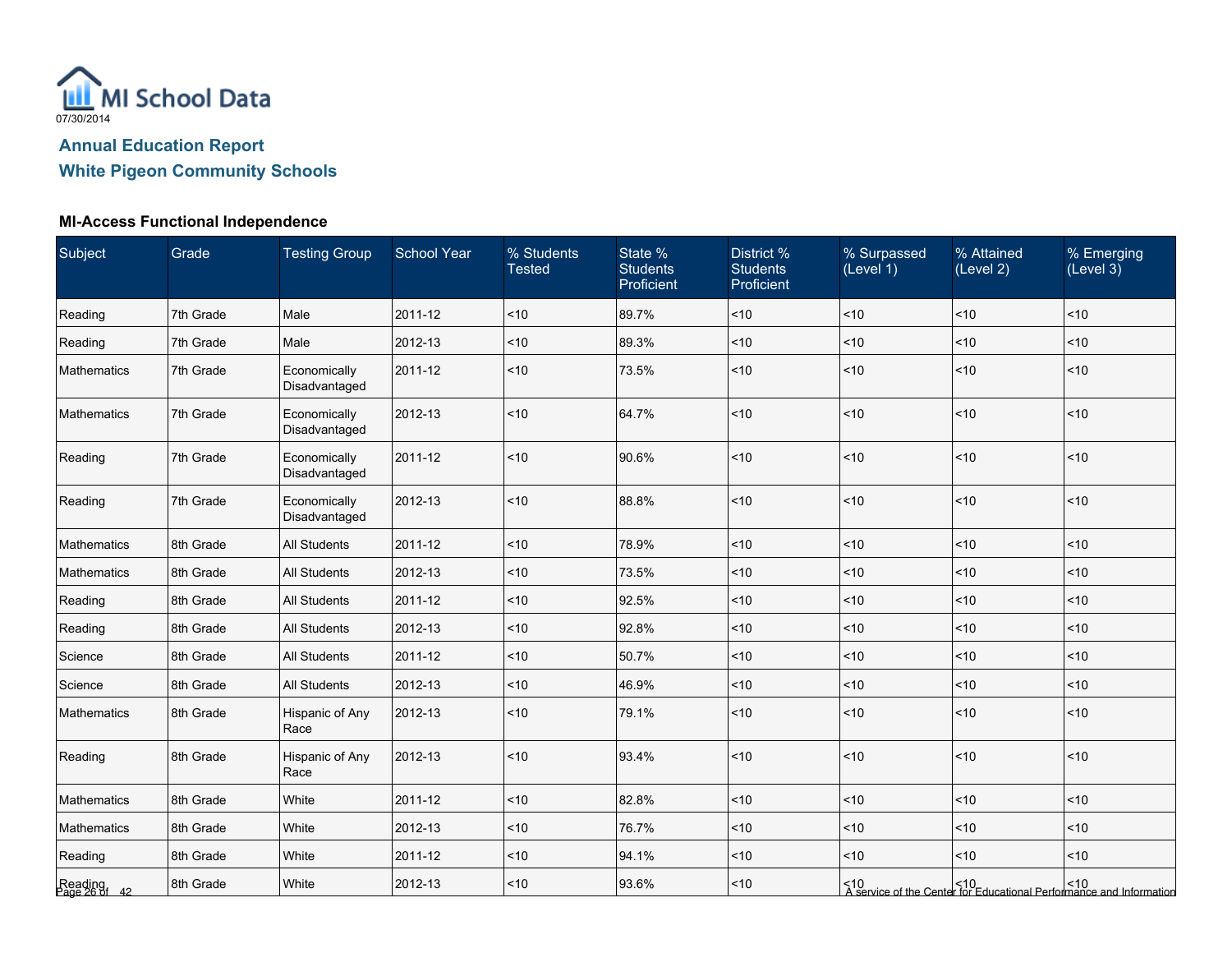Annual Education Report

White Pigeon Community Schools

### MI-Access Functional Independence

| Subject | Grade | Testing Group | School Year | % Students Tested | State % Students Proficient | District % Students Proficient | % Surpassed (Level 1) | % Attained (Level 2) | % Emerging (Level 3) |
|---|---|---|---|---|---|---|---|---|---|
| Reading | 7th Grade | Male | 2011-12 | <10 | 89.7% | <10 | <10 | <10 | <10 |
| Reading | 7th Grade | Male | 2012-13 | <10 | 89.3% | <10 | <10 | <10 | <10 |
| Mathematics | 7th Grade | Economically Disadvantaged | 2011-12 | <10 | 73.5% | <10 | <10 | <10 | <10 |
| Mathematics | 7th Grade | Economically Disadvantaged | 2012-13 | <10 | 64.7% | <10 | <10 | <10 | <10 |
| Reading | 7th Grade | Economically Disadvantaged | 2011-12 | <10 | 90.6% | <10 | <10 | <10 | <10 |
| Reading | 7th Grade | Economically Disadvantaged | 2012-13 | <10 | 88.8% | <10 | <10 | <10 | <10 |
| Mathematics | 8th Grade | All Students | 2011-12 | <10 | 78.9% | <10 | <10 | <10 | <10 |
| Mathematics | 8th Grade | All Students | 2012-13 | <10 | 73.5% | <10 | <10 | <10 | <10 |
| Reading | 8th Grade | All Students | 2011-12 | <10 | 92.5% | <10 | <10 | <10 | <10 |
| Reading | 8th Grade | All Students | 2012-13 | <10 | 92.8% | <10 | <10 | <10 | <10 |
| Science | 8th Grade | All Students | 2011-12 | <10 | 50.7% | <10 | <10 | <10 | <10 |
| Science | 8th Grade | All Students | 2012-13 | <10 | 46.9% | <10 | <10 | <10 | <10 |
| Mathematics | 8th Grade | Hispanic of Any Race | 2012-13 | <10 | 79.1% | <10 | <10 | <10 | <10 |
| Reading | 8th Grade | Hispanic of Any Race | 2012-13 | <10 | 93.4% | <10 | <10 | <10 | <10 |
| Mathematics | 8th Grade | White | 2011-12 | <10 | 82.8% | <10 | <10 | <10 | <10 |
| Mathematics | 8th Grade | White | 2012-13 | <10 | 76.7% | <10 | <10 | <10 | <10 |
| Reading | 8th Grade | White | 2011-12 | <10 | 94.1% | <10 | <10 | <10 | <10 |
| Reading | 8th Grade | White | 2012-13 | <10 | 93.6% | <10 | <10 | <10 | <10 |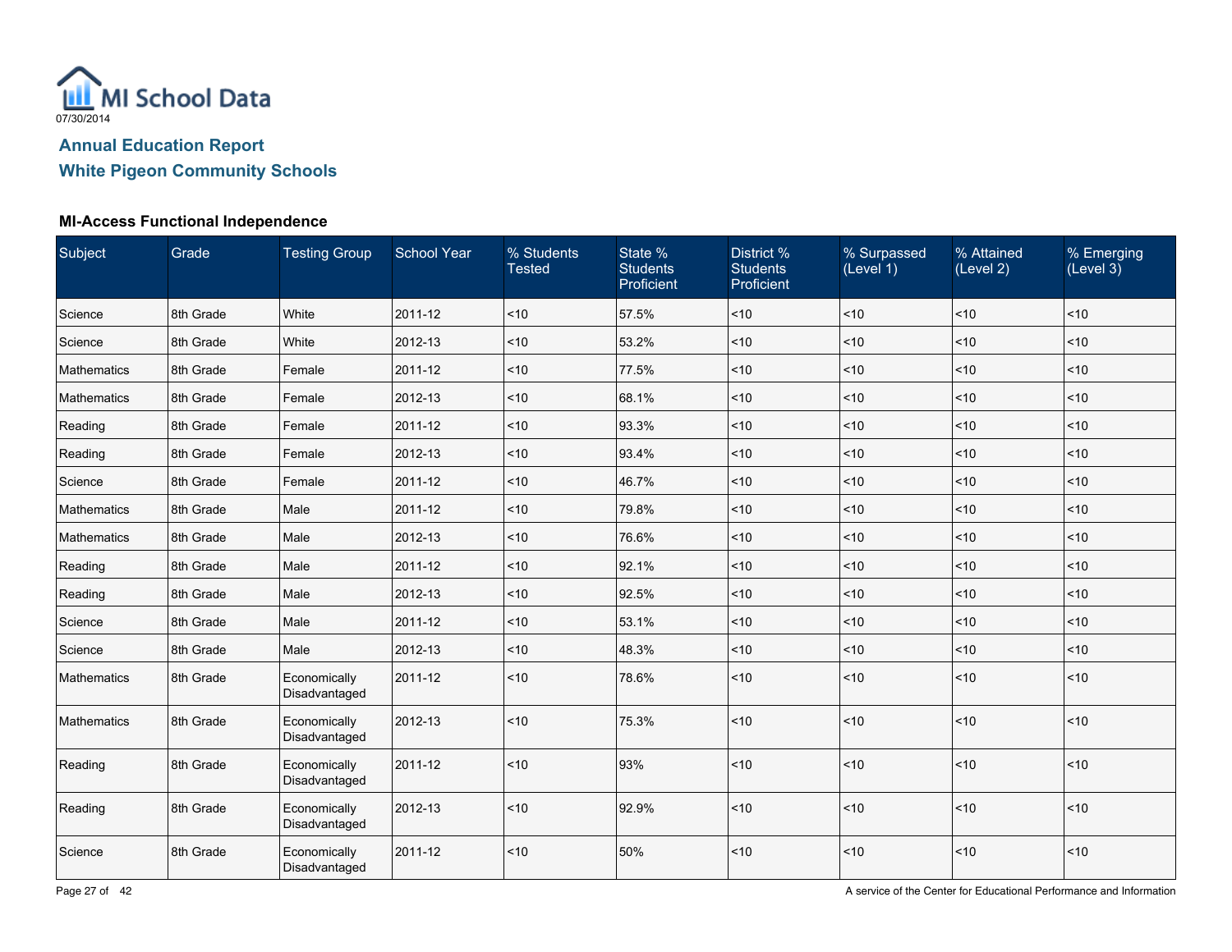MI School Data

07/30/2014

## Annual Education Report

## White Pigeon Community Schools

### MI-Access Functional Independence

| Subject | Grade | Testing Group | School Year | % Students Tested | State % Students Proficient | District % Students Proficient | % Surpassed (Level 1) | % Attained (Level 2) | % Emerging (Level 3) |
|---|---|---|---|---|---|---|---|---|---|
| Science | 8th Grade | White | 2011-12 | <10 | 57.5% | <10 | <10 | <10 | <10 |
| Science | 8th Grade | White | 2012-13 | <10 | 53.2% | <10 | <10 | <10 | <10 |
| Mathematics | 8th Grade | Female | 2011-12 | <10 | 77.5% | <10 | <10 | <10 | <10 |
| Mathematics | 8th Grade | Female | 2012-13 | <10 | 68.1% | <10 | <10 | <10 | <10 |
| Reading | 8th Grade | Female | 2011-12 | <10 | 93.3% | <10 | <10 | <10 | <10 |
| Reading | 8th Grade | Female | 2012-13 | <10 | 93.4% | <10 | <10 | <10 | <10 |
| Science | 8th Grade | Female | 2011-12 | <10 | 46.7% | <10 | <10 | <10 | <10 |
| Mathematics | 8th Grade | Male | 2011-12 | <10 | 79.8% | <10 | <10 | <10 | <10 |
| Mathematics | 8th Grade | Male | 2012-13 | <10 | 76.6% | <10 | <10 | <10 | <10 |
| Reading | 8th Grade | Male | 2011-12 | <10 | 92.1% | <10 | <10 | <10 | <10 |
| Reading | 8th Grade | Male | 2012-13 | <10 | 92.5% | <10 | <10 | <10 | <10 |
| Science | 8th Grade | Male | 2011-12 | <10 | 53.1% | <10 | <10 | <10 | <10 |
| Science | 8th Grade | Male | 2012-13 | <10 | 48.3% | <10 | <10 | <10 | <10 |
| Mathematics | 8th Grade | Economically Disadvantaged | 2011-12 | <10 | 78.6% | <10 | <10 | <10 | <10 |
| Mathematics | 8th Grade | Economically Disadvantaged | 2012-13 | <10 | 75.3% | <10 | <10 | <10 | <10 |
| Reading | 8th Grade | Economically Disadvantaged | 2011-12 | <10 | 93% | <10 | <10 | <10 | <10 |
| Reading | 8th Grade | Economically Disadvantaged | 2012-13 | <10 | 92.9% | <10 | <10 | <10 | <10 |
| Science | 8th Grade | Economically Disadvantaged | 2011-12 | <10 | 50% | <10 | <10 | <10 | <10 |

A service of the Center for Educational Performance and Information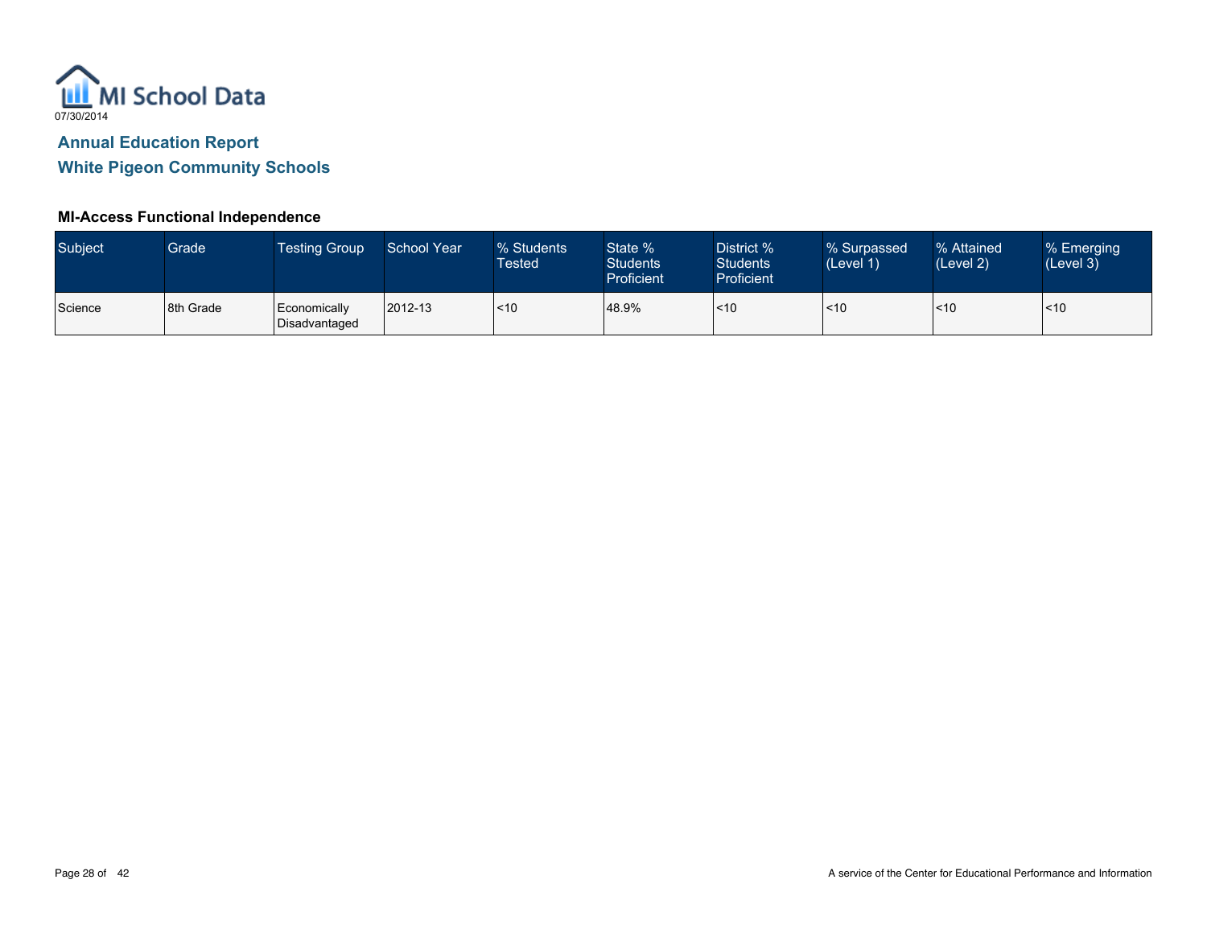MI School Data
07/30/2014

## Annual Education Report

## White Pigeon Community Schools

### MI-Access Functional Independence

| Subject | Grade | Testing Group | School Year | % Students Tested | State % Students Proficient | District % Students Proficient | % Surpassed (Level 1) | % Attained (Level 2) | % Emerging (Level 3) |
|---|---|---|---|---|---|---|---|---|---|
| Science | 8th Grade | Economically Disadvantaged | 2012-13 | <10 | 48.9% | <10 | <10 | <10 | <10 |

A service of the Center for Educational Performance and Information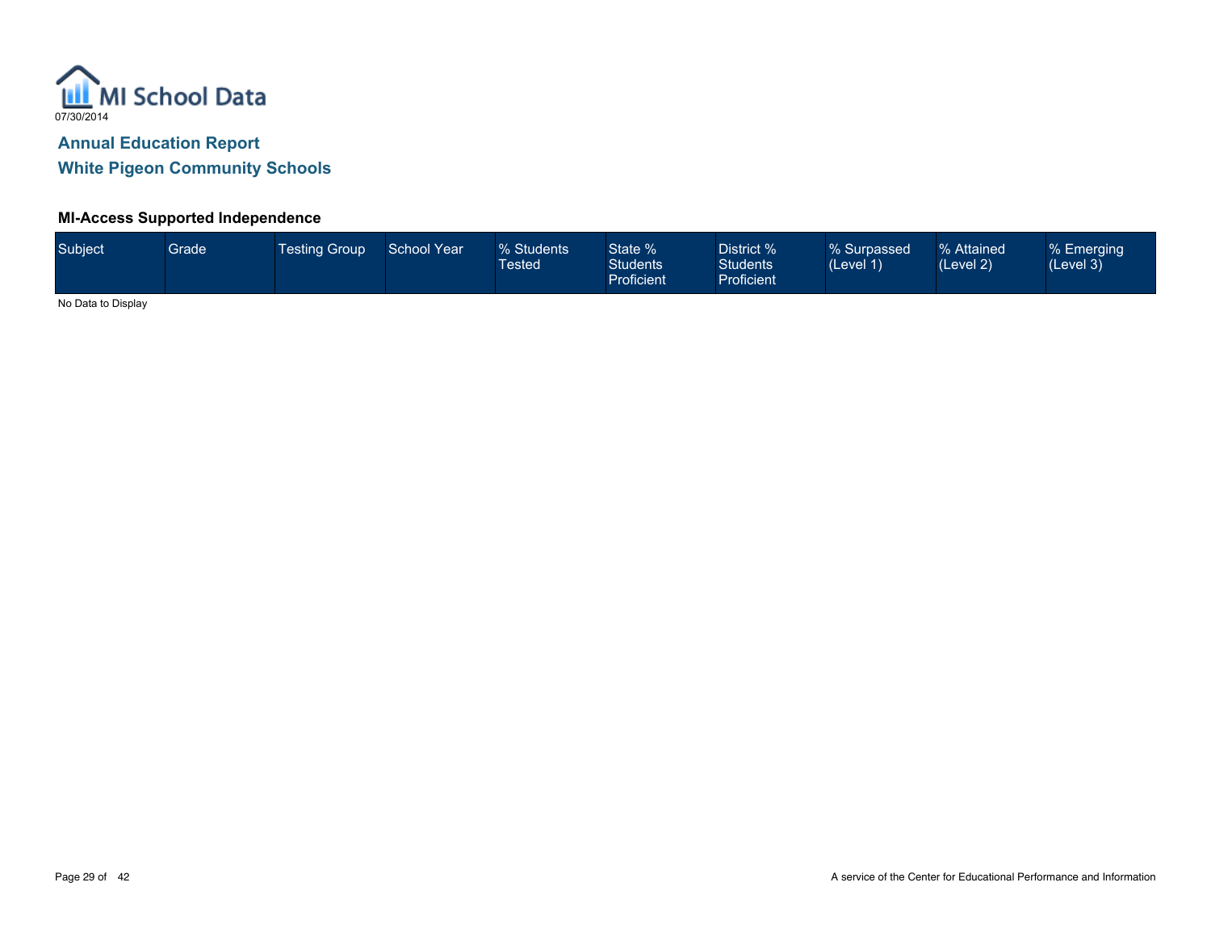MI School Data

07/30/2014

## Annual Education Report

## White Pigeon Community Schools

### MI-Access Supported Independence

| Subject | Grade | Testing Group | School Year | % Students Tested | State % Students Proficient | District % Students Proficient | % Surpassed (Level 1) | % Attained (Level 2) | % Emerging (Level 3) |
|---|---|---|---|---|---|---|---|---|---|

No Data to Display

A service of the Center for Educational Performance and Information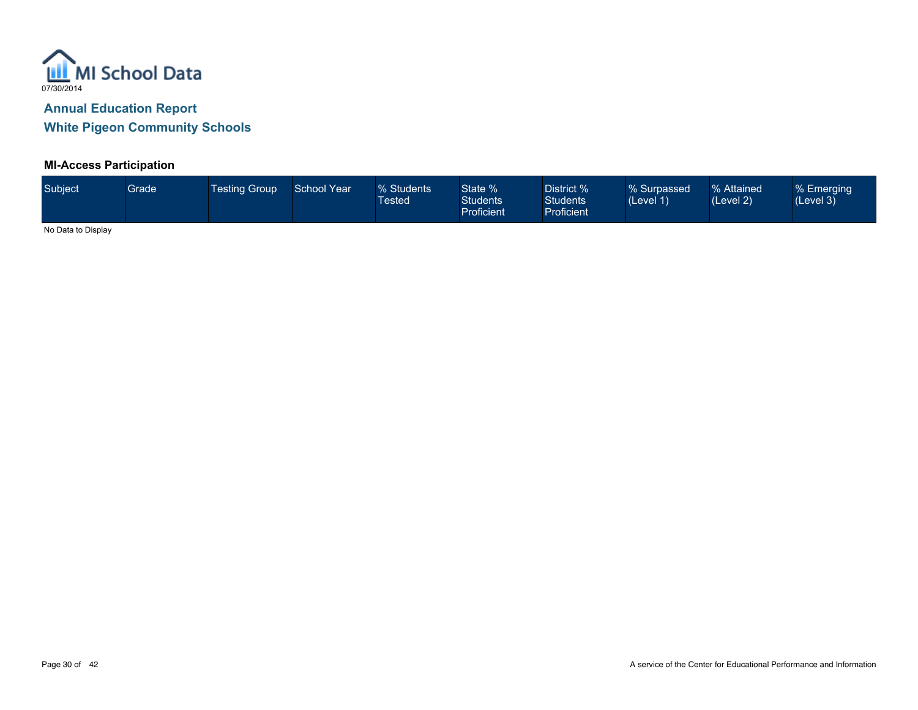MI School Data

07/30/2014

## Annual Education Report

## White Pigeon Community Schools

### MI-Access Participation

| Subject | Grade | Testing Group | School Year | % Students Tested | State % Students Proficient | District % Students Proficient | % Surpassed (Level 1) | % Attained (Level 2) | % Emerging (Level 3) |
|---|---|---|---|---|---|---|---|---|---|

No Data to Display

A service of the Center for Educational Performance and Information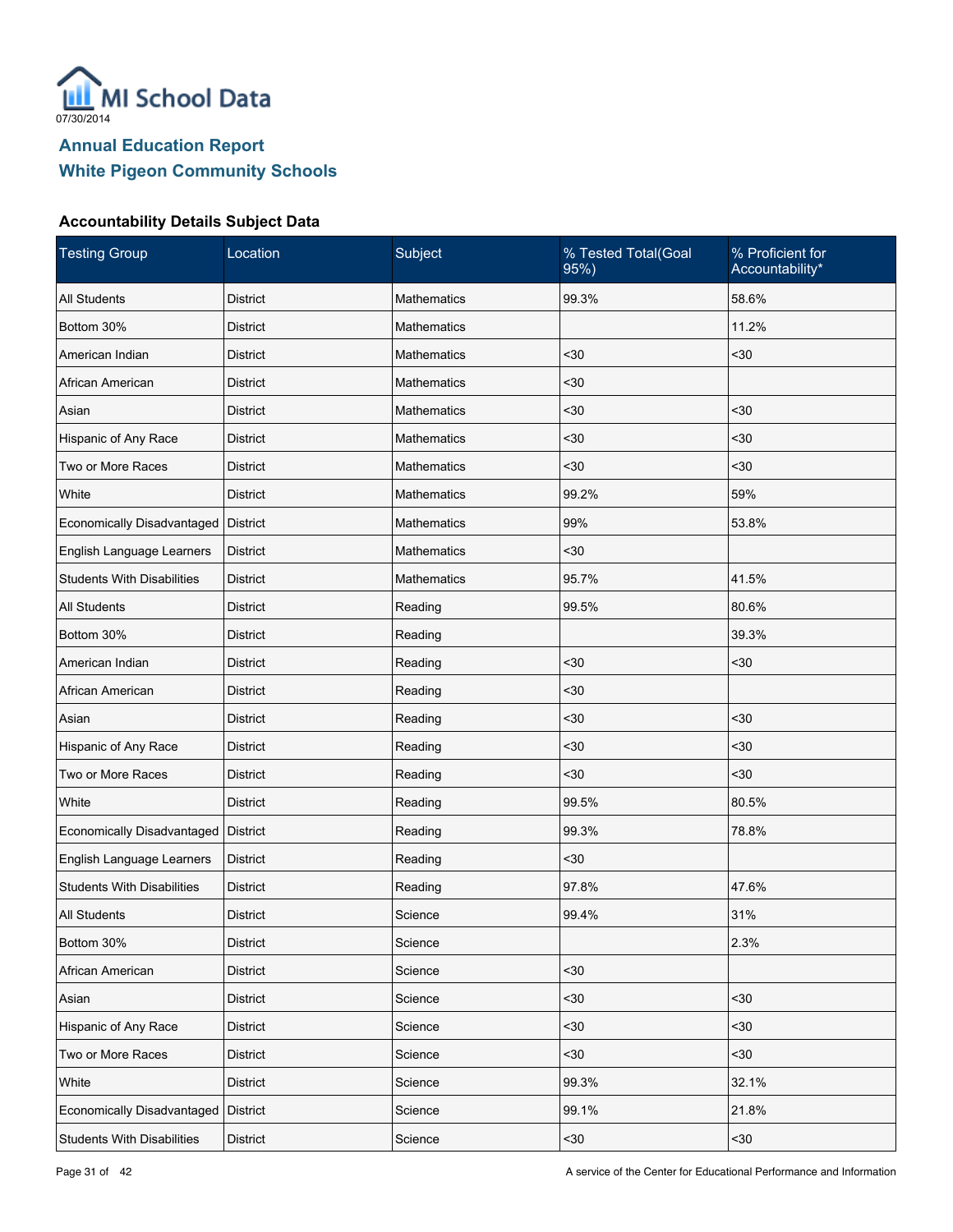MI School Data

07/30/2014

## Annual Education Report

## White Pigeon Community Schools

### Accountability Details Subject Data

| Testing Group | Location | Subject | % Tested Total(Goal 95%) | % Proficient for Accountability* |
|---|---|---|---|---|
| All Students | District | Mathematics | 99.3% | 58.6% |
| Bottom 30% | District | Mathematics | | 11.2% |
| American Indian | District | Mathematics | <30 | <30 |
| African American | District | Mathematics | <30 | |
| Asian | District | Mathematics | <30 | <30 |
| Hispanic of Any Race | District | Mathematics | <30 | <30 |
| Two or More Races | District | Mathematics | <30 | <30 |
| White | District | Mathematics | 99.2% | 59% |
| Economically Disadvantaged | District | Mathematics | 99% | 53.8% |
| English Language Learners | District | Mathematics | <30 | |
| Students With Disabilities | District | Mathematics | 95.7% | 41.5% |
| All Students | District | Reading | 99.5% | 80.6% |
| Bottom 30% | District | Reading | | 39.3% |
| American Indian | District | Reading | <30 | <30 |
| African American | District | Reading | <30 | |
| Asian | District | Reading | <30 | <30 |
| Hispanic of Any Race | District | Reading | <30 | <30 |
| Two or More Races | District | Reading | <30 | <30 |
| White | District | Reading | 99.5% | 80.5% |
| Economically Disadvantaged | District | Reading | 99.3% | 78.8% |
| English Language Learners | District | Reading | <30 | |
| Students With Disabilities | District | Reading | 97.8% | 47.6% |
| All Students | District | Science | 99.4% | 31% |
| Bottom 30% | District | Science | | 2.3% |
| African American | District | Science | <30 | |
| Asian | District | Science | <30 | <30 |
| Hispanic of Any Race | District | Science | <30 | <30 |
| Two or More Races | District | Science | <30 | <30 |
| White | District | Science | 99.3% | 32.1% |
| Economically Disadvantaged | District | Science | 99.1% | 21.8% |
| Students With Disabilities | District | Science | <30 | <30 |

A service of the Center for Educational Performance and Information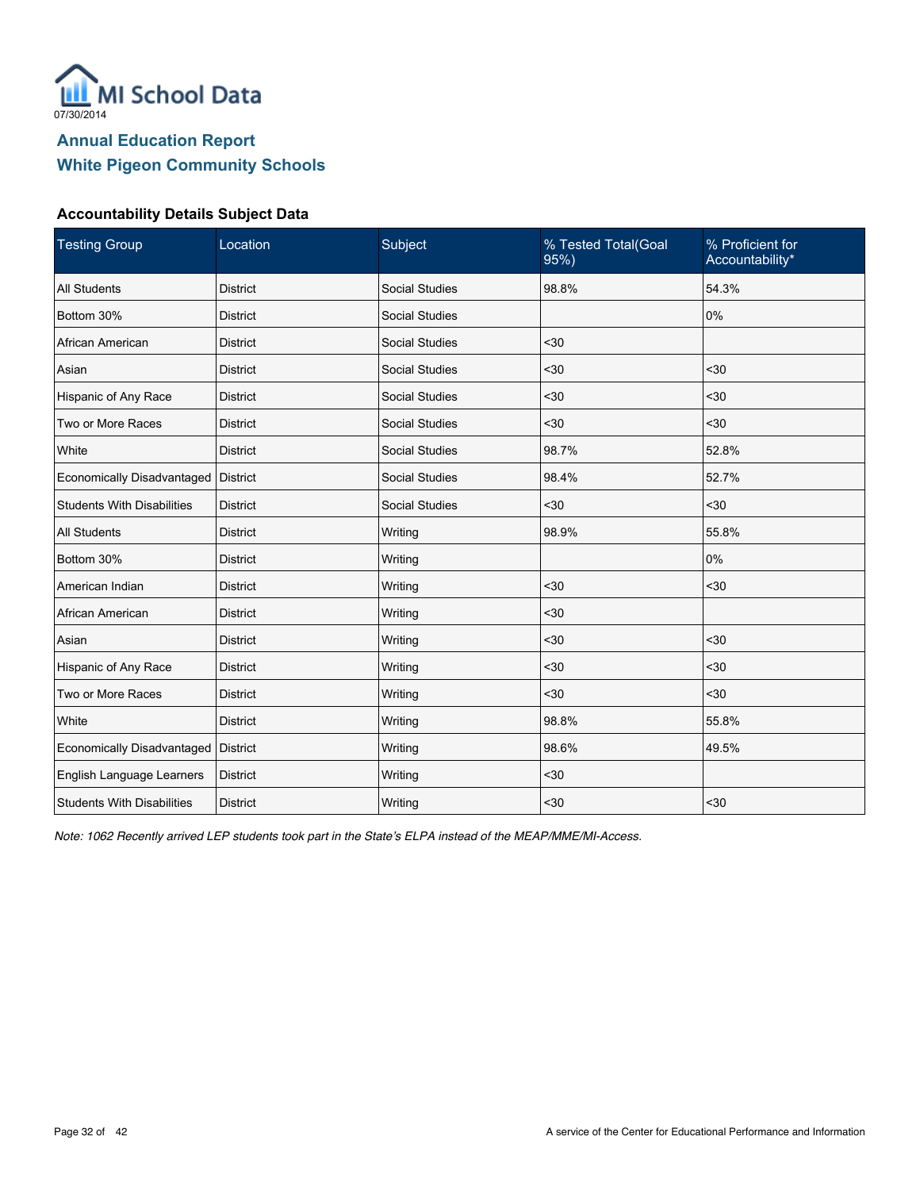MI School Data
07/30/2014

## Annual Education Report
## White Pigeon Community Schools

### Accountability Details Subject Data

| Testing Group | Location | Subject | % Tested Total(Goal 95%) | % Proficient for Accountability* |
|---|---|---|---|---|
| All Students | District | Social Studies | 98.8% | 54.3% |
| Bottom 30% | District | Social Studies | | 0% |
| African American | District | Social Studies | <30 | |
| Asian | District | Social Studies | <30 | <30 |
| Hispanic of Any Race | District | Social Studies | <30 | <30 |
| Two or More Races | District | Social Studies | <30 | <30 |
| White | District | Social Studies | 98.7% | 52.8% |
| Economically Disadvantaged | District | Social Studies | 98.4% | 52.7% |
| Students With Disabilities | District | Social Studies | <30 | <30 |
| All Students | District | Writing | 98.9% | 55.8% |
| Bottom 30% | District | Writing | | 0% |
| American Indian | District | Writing | <30 | <30 |
| African American | District | Writing | <30 | |
| Asian | District | Writing | <30 | <30 |
| Hispanic of Any Race | District | Writing | <30 | <30 |
| Two or More Races | District | Writing | <30 | <30 |
| White | District | Writing | 98.8% | 55.8% |
| Economically Disadvantaged | District | Writing | 98.6% | 49.5% |
| English Language Learners | District | Writing | <30 | |
| Students With Disabilities | District | Writing | <30 | <30 |

*Note: 1062 Recently arrived LEP students took part in the State's ELPA instead of the MEAP/MME/MI-Access.*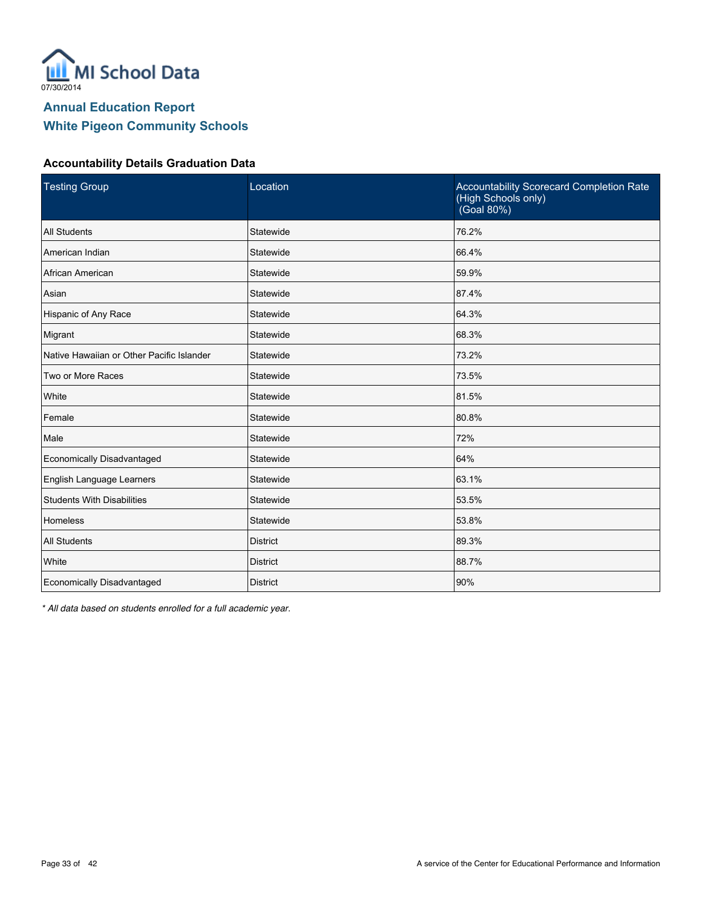# Annual Education Report
## White Pigeon Community Schools

### Accountability Details Graduation Data

| Testing Group | Location | Accountability Scorecard Completion Rate (High Schools only) (Goal 80%) |
|---|---|---|
| All Students | Statewide | 76.2% |
| American Indian | Statewide | 66.4% |
| African American | Statewide | 59.9% |
| Asian | Statewide | 87.4% |
| Hispanic of Any Race | Statewide | 64.3% |
| Migrant | Statewide | 68.3% |
| Native Hawaiian or Other Pacific Islander | Statewide | 73.2% |
| Two or More Races | Statewide | 73.5% |
| White | Statewide | 81.5% |
| Female | Statewide | 80.8% |
| Male | Statewide | 72% |
| Economically Disadvantaged | Statewide | 64% |
| English Language Learners | Statewide | 63.1% |
| Students With Disabilities | Statewide | 53.5% |
| Homeless | Statewide | 53.8% |
| All Students | District | 89.3% |
| White | District | 88.7% |
| Economically Disadvantaged | District | 90% |

*\* All data based on students enrolled for a full academic year.*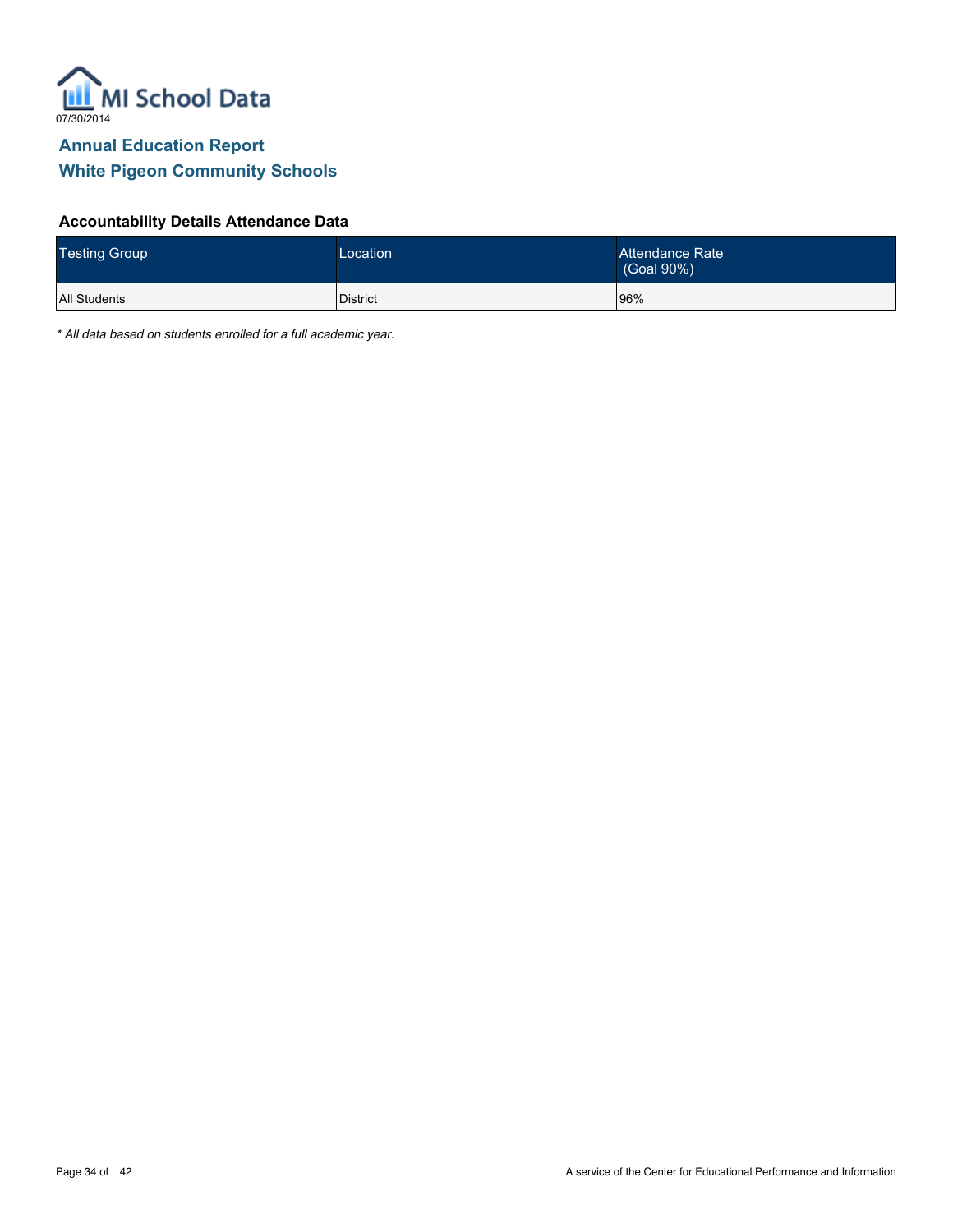MI School Data

07/30/2014

## Annual Education Report

## White Pigeon Community Schools

### Accountability Details Attendance Data

| Testing Group | Location | Attendance Rate (Goal 90%) |
| --- | --- | --- |
| All Students | District | 96% |

*\* All data based on students enrolled for a full academic year.*

A service of the Center for Educational Performance and Information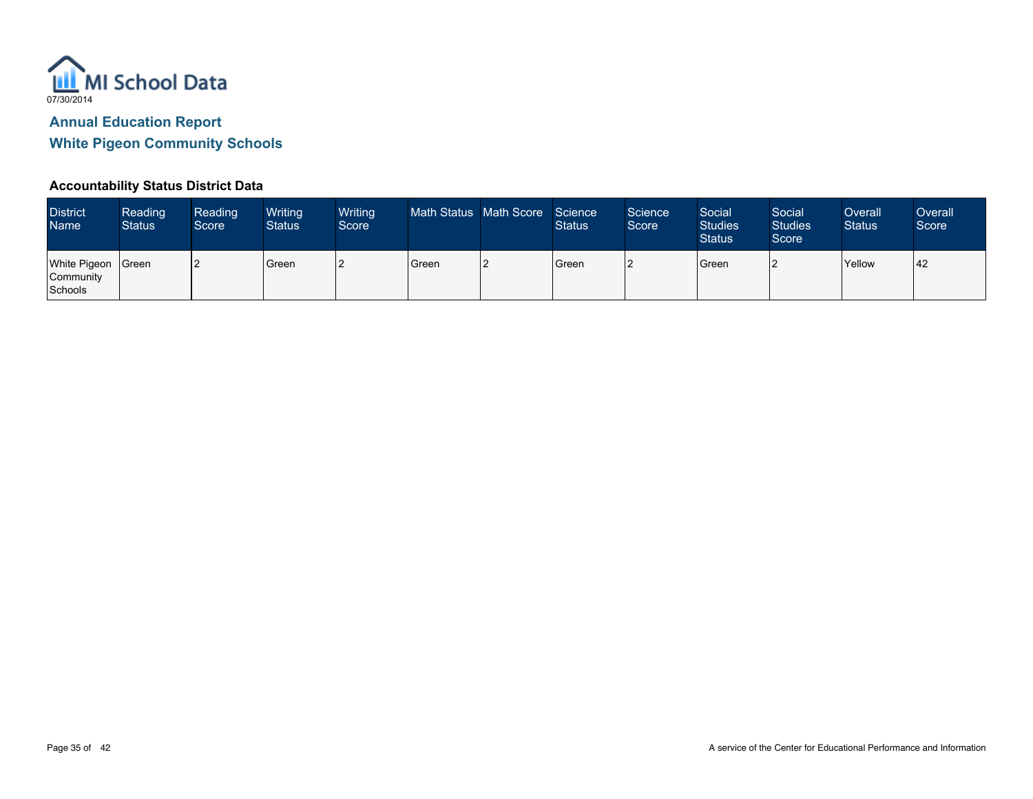MI School Data

07/30/2014

## Annual Education Report

## White Pigeon Community Schools

### Accountability Status District Data

| District Name | Reading Status | Reading Score | Writing Status | Writing Score | Math Status | Math Score | Science Status | Science Score | Social Studies Status | Social Studies Score | Overall Status | Overall Score |
|---|---|---|---|---|---|---|---|---|---|---|---|---|
| White Pigeon Community Schools | Green | 2 | Green | 2 | Green | 2 | Green | 2 | Green | 2 | Yellow | 42 |

A service of the Center for Educational Performance and Information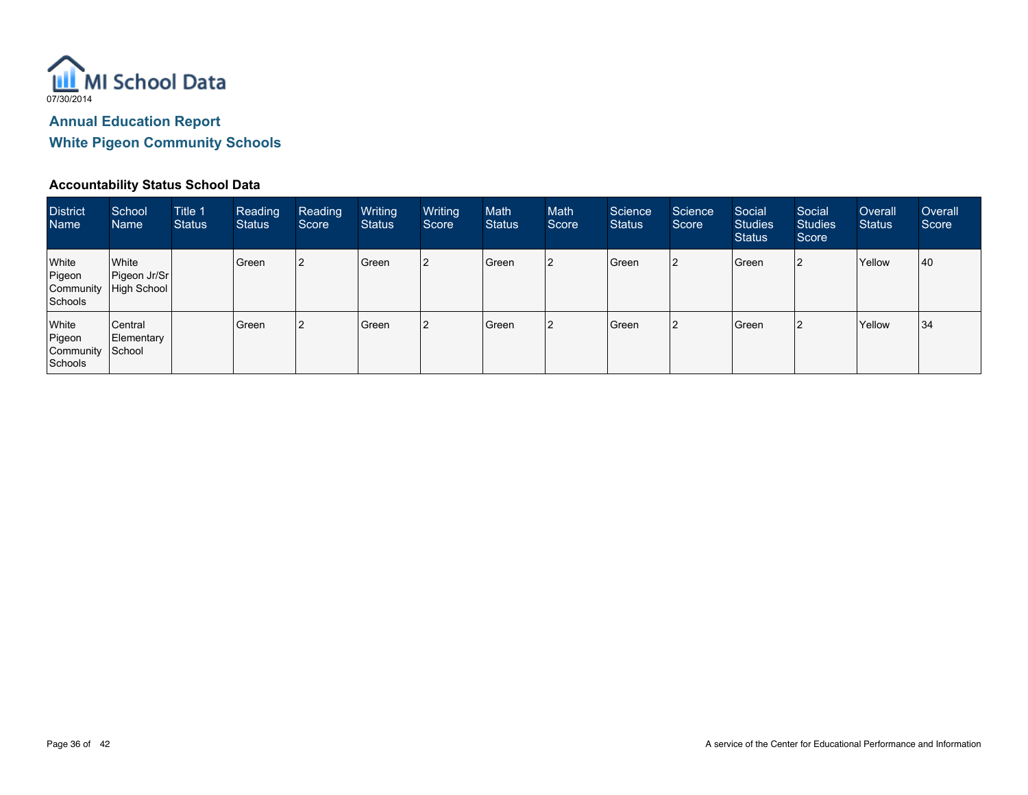MI School Data

07/30/2014

## Annual Education Report

## White Pigeon Community Schools

### Accountability Status School Data

| District Name | School Name | Title 1 Status | Reading Status | Reading Score | Writing Status | Writing Score | Math Status | Math Score | Science Status | Science Score | Social Studies Status | Social Studies Score | Overall Status | Overall Score |
|---|---|---|---|---|---|---|---|---|---|---|---|---|---|---|
| White Pigeon Community Schools | White Pigeon Jr/Sr High School | | Green | 2 | Green | 2 | Green | 2 | Green | 2 | Green | 2 | Yellow | 40 |
| White Pigeon Community Schools | Central Elementary School | | Green | 2 | Green | 2 | Green | 2 | Green | 2 | Green | 2 | Yellow | 34 |

A service of the Center for Educational Performance and Information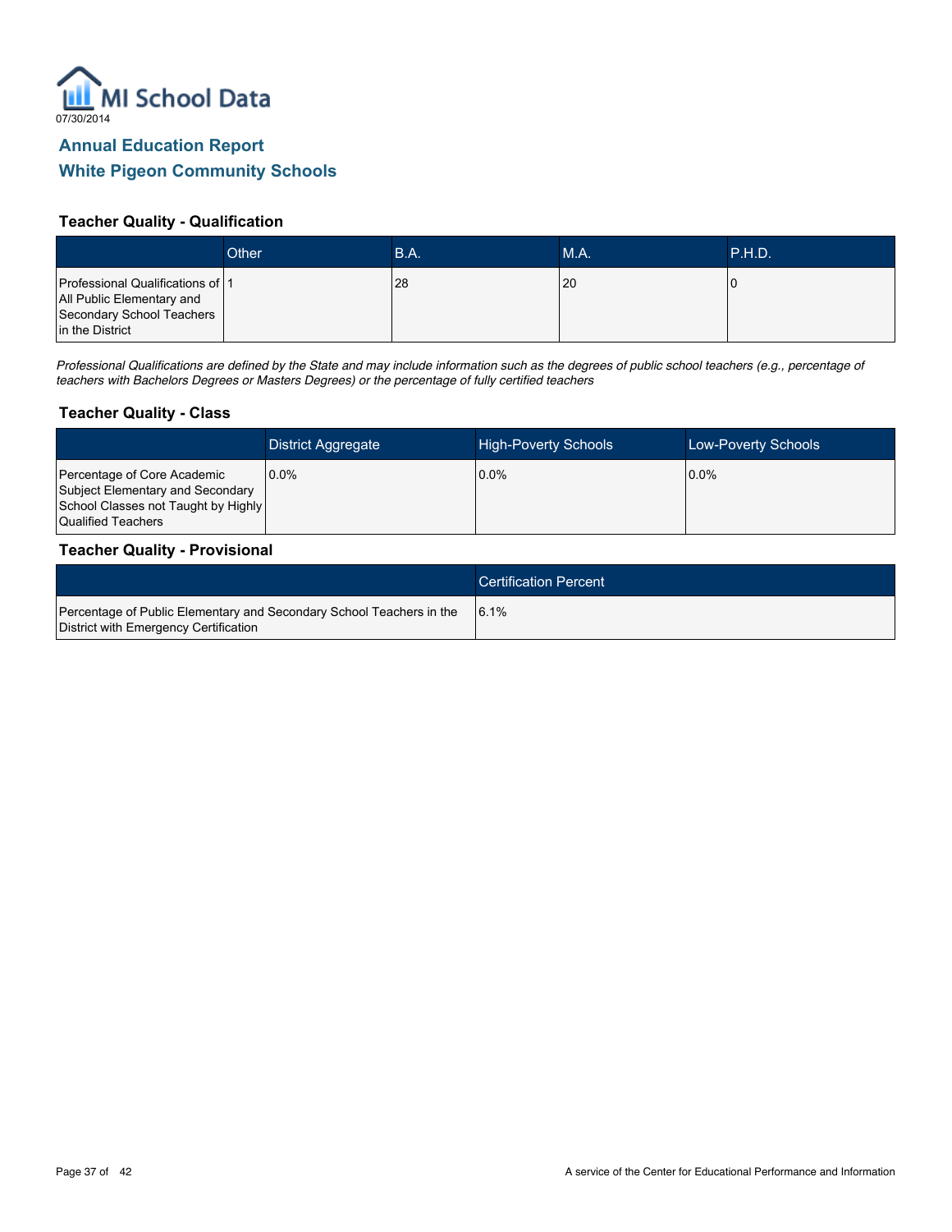# Annual Education Report

## White Pigeon Community Schools

### Teacher Quality - Qualification

| | Other | B.A. | M.A. | P.H.D. |
|---|---|---|---|---|
| Professional Qualifications of All Public Elementary and Secondary School Teachers in the District | 1 | 28 | 20 | 0 |

*Professional Qualifications are defined by the State and may include information such as the degrees of public school teachers (e.g., percentage of teachers with Bachelors Degrees or Masters Degrees) or the percentage of fully certified teachers*

### Teacher Quality - Class

| | District Aggregate | High-Poverty Schools | Low-Poverty Schools |
|---|---|---|---|
| Percentage of Core Academic Subject Elementary and Secondary School Classes not Taught by Highly Qualified Teachers | 0.0% | 0.0% | 0.0% |

### Teacher Quality - Provisional

| | Certification Percent |
|---|---|
| Percentage of Public Elementary and Secondary School Teachers in the District with Emergency Certification | 6.1% |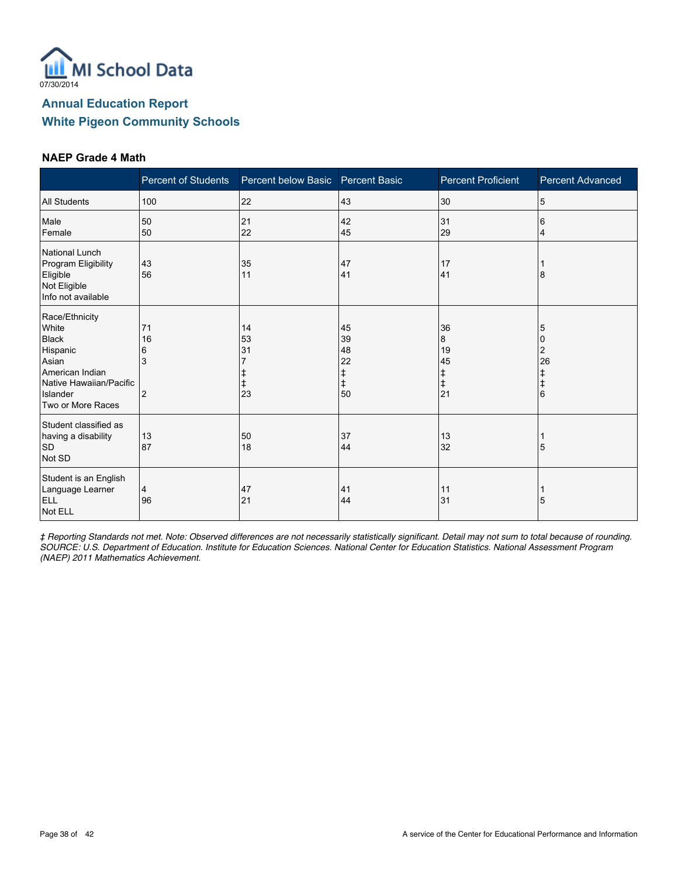07/30/2014

## Annual Education Report
## White Pigeon Community Schools

### NAEP Grade 4 Math

| | Percent of Students | Percent below Basic | Percent Basic | Percent Proficient | Percent Advanced |
|---|---|---|---|---|---|
| All Students | 100 | 22 | 43 | 30 | 5 |
| Male | 50 | 21 | 42 | 31 | 6 |
| Female | 50 | 22 | 45 | 29 | 4 |
| National Lunch Program Eligibility | | | | | |
| Eligible | 43 | 35 | 47 | 17 | 1 |
| Not Eligible | 56 | 11 | 41 | 41 | 8 |
| Info not available | | | | | |
| Race/Ethnicity | | | | | |
| White | 71 | 14 | 45 | 36 | 5 |
| Black | 16 | 53 | 39 | 8 | 0 |
| Hispanic | 6 | 31 | 48 | 19 | 2 |
| Asian | 3 | 7 | 22 | 45 | 26 |
| American Indian | | ‡ | ‡ | ‡ | ‡ |
| Native Hawaiian/Pacific Islander | | ‡ | ‡ | ‡ | ‡ |
| Two or More Races | 2 | 23 | 50 | 21 | 6 |
| Student classified as having a disability | | | | | |
| SD | 13 | 50 | 37 | 13 | 1 |
| Not SD | 87 | 18 | 44 | 32 | 5 |
| Student is an English Language Learner | | | | | |
| ELL | 4 | 47 | 41 | 11 | 1 |
| Not ELL | 96 | 21 | 44 | 31 | 5 |

*‡ Reporting Standards not met. Note: Observed differences are not necessarily statistically significant. Detail may not sum to total because of rounding. SOURCE: U.S. Department of Education. Institute for Education Sciences. National Center for Education Statistics. National Assessment Program (NAEP) 2011 Mathematics Achievement.*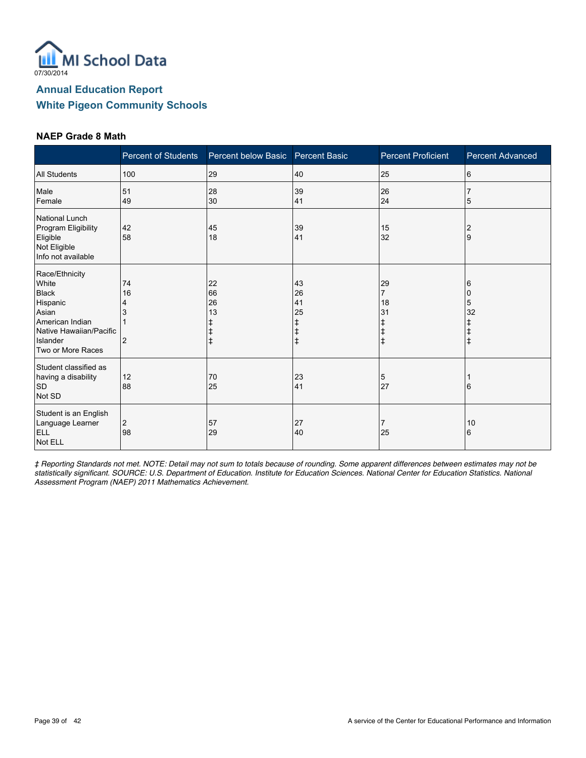07/30/2014

## Annual Education Report
## White Pigeon Community Schools

### NAEP Grade 8 Math

| | Percent of Students | Percent below Basic | Percent Basic | Percent Proficient | Percent Advanced |
|---|---|---|---|---|---|
| All Students | 100 | 29 | 40 | 25 | 6 |
| Male | 51 | 28 | 39 | 26 | 7 |
| Female | 49 | 30 | 41 | 24 | 5 |
| **National Lunch Program Eligibility** | | | | | |
| Eligible | 42 | 45 | 39 | 15 | 2 |
| Not Eligible | 58 | 18 | 41 | 32 | 9 |
| Info not available | | | | | |
| **Race/Ethnicity** | | | | | |
| White | 74 | 22 | 43 | 29 | 6 |
| Black | 16 | 66 | 26 | 7 | 0 |
| Hispanic | 4 | 26 | 41 | 18 | 5 |
| Asian | 3 | 13 | 25 | 31 | 32 |
| American Indian | 1 | ‡ | ‡ | ‡ | ‡ |
| Native Hawaiian/Pacific Islander | | ‡ | ‡ | ‡ | ‡ |
| Two or More Races | 2 | ‡ | ‡ | ‡ | ‡ |
| **Student classified as having a disability** | | | | | |
| SD | 12 | 70 | 23 | 5 | 1 |
| Not SD | 88 | 25 | 41 | 27 | 6 |
| **Student is an English Language Learner** | | | | | |
| ELL | 2 | 57 | 27 | 7 | 10 |
| Not ELL | 98 | 29 | 40 | 25 | 6 |

*‡ Reporting Standards not met. NOTE: Detail may not sum to totals because of rounding. Some apparent differences between estimates may not be statistically significant. SOURCE: U.S. Department of Education. Institute for Education Sciences. National Center for Education Statistics. National Assessment Program (NAEP) 2011 Mathematics Achievement.*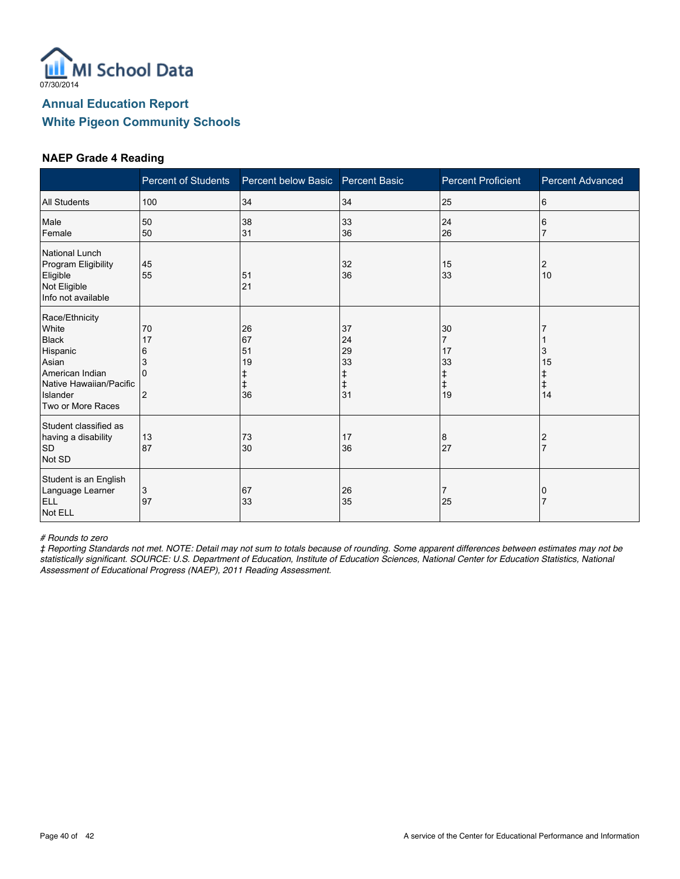MI School Data

07/30/2014

## Annual Education Report

## White Pigeon Community Schools

### NAEP Grade 4 Reading

| | Percent of Students | Percent below Basic | Percent Basic | Percent Proficient | Percent Advanced |
|---|---|---|---|---|---|
| All Students | 100 | 34 | 34 | 25 | 6 |
| Male | 50 | 38 | 33 | 24 | 6 |
| Female | 50 | 31 | 36 | 26 | 7 |
| National Lunch Program Eligibility | | | | | |
| Eligible | 45 | 51 | 32 | 15 | 2 |
| Not Eligible | 55 | 21 | 36 | 33 | 10 |
| Info not available | | | | | |
| Race/Ethnicity | | | | | |
| White | 70 | 26 | 37 | 30 | 7 |
| Black | 17 | 67 | 24 | 7 | 1 |
| Hispanic | 6 | 51 | 29 | 17 | 3 |
| Asian | 3 | 19 | 33 | 33 | 15 |
| American Indian | 0 | ‡ | ‡ | ‡ | ‡ |
| Native Hawaiian/Pacific Islander | | ‡ | ‡ | ‡ | ‡ |
| Two or More Races | 2 | 36 | 31 | 19 | 14 |
| Student classified as having a disability | | | | | |
| SD | 13 | 73 | 17 | 8 | 2 |
| Not SD | 87 | 30 | 36 | 27 | 7 |
| Student is an English Language Learner | | | | | |
| ELL | 3 | 67 | 26 | 7 | 0 |
| Not ELL | 97 | 33 | 35 | 25 | 7 |

*# Rounds to zero*

*‡ Reporting Standards not met. NOTE: Detail may not sum to totals because of rounding. Some apparent differences between estimates may not be statistically significant. SOURCE: U.S. Department of Education, Institute of Education Sciences, National Center for Education Statistics, National Assessment of Educational Progress (NAEP), 2011 Reading Assessment.*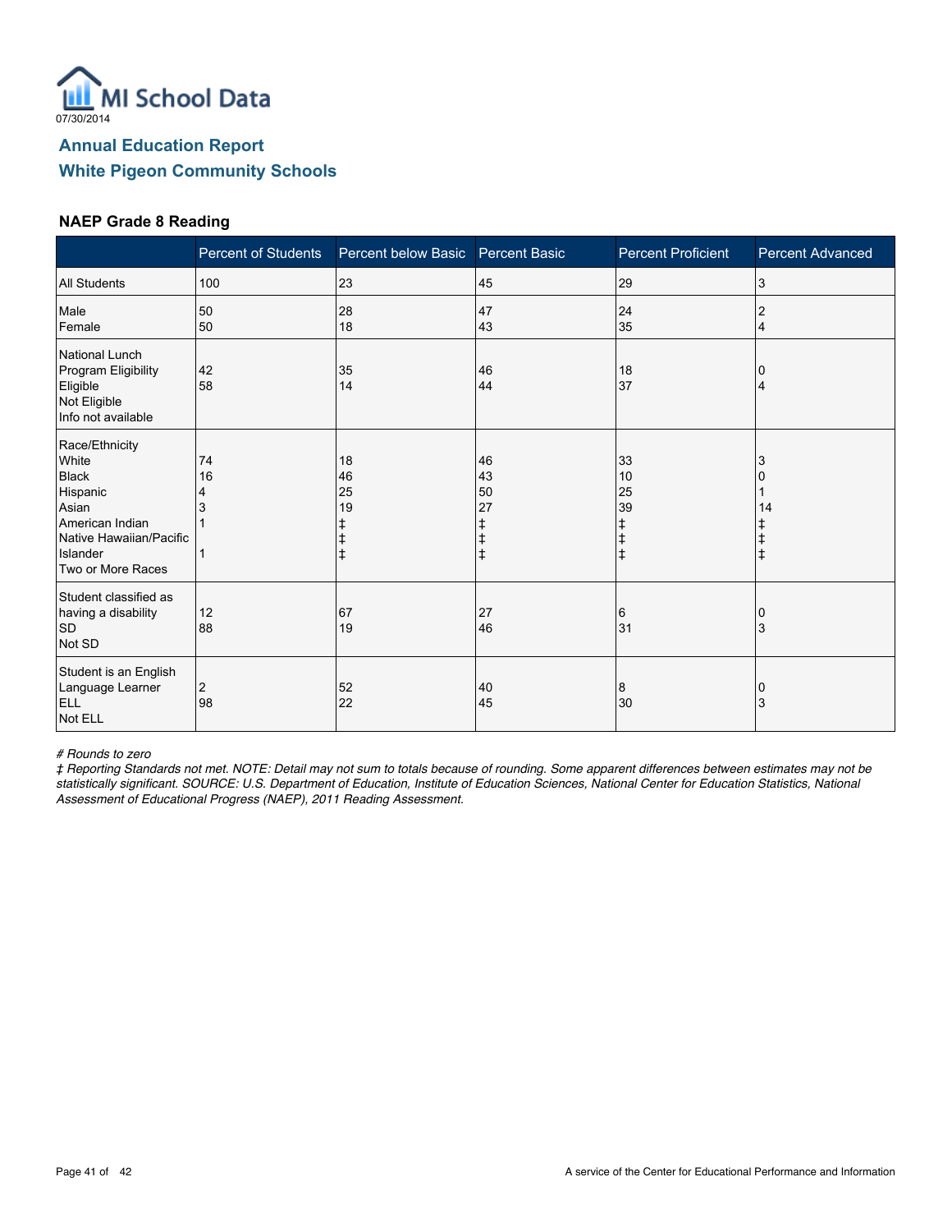MI School Data
07/30/2014

## Annual Education Report
## White Pigeon Community Schools

### NAEP Grade 8 Reading

| | Percent of Students | Percent below Basic | Percent Basic | Percent Proficient | Percent Advanced |
|---|---|---|---|---|---|
| All Students | 100 | 23 | 45 | 29 | 3 |
| Male | 50 | 28 | 47 | 24 | 2 |
| Female | 50 | 18 | 43 | 35 | 4 |
| National Lunch Program Eligibility | | | | | |
| Eligible | 42 | 35 | 46 | 18 | 0 |
| Not Eligible | 58 | 14 | 44 | 37 | 4 |
| Info not available | | | | | |
| Race/Ethnicity | | | | | |
| White | 74 | 18 | 46 | 33 | 3 |
| Black | 16 | 46 | 43 | 10 | 0 |
| Hispanic | 4 | 25 | 50 | 25 | 1 |
| Asian | 3 | 19 | 27 | 39 | 14 |
| American Indian | 1 | ‡ | ‡ | ‡ | ‡ |
| Native Hawaiian/Pacific Islander | | ‡ | ‡ | ‡ | ‡ |
| Two or More Races | 1 | ‡ | ‡ | ‡ | ‡ |
| Student classified as having a disability | | | | | |
| SD | 12 | 67 | 27 | 6 | 0 |
| Not SD | 88 | 19 | 46 | 31 | 3 |
| Student is an English Language Learner | | | | | |
| ELL | 2 | 52 | 40 | 8 | 0 |
| Not ELL | 98 | 22 | 45 | 30 | 3 |

*# Rounds to zero*
*‡ Reporting Standards not met. NOTE: Detail may not sum to totals because of rounding. Some apparent differences between estimates may not be statistically significant. SOURCE: U.S. Department of Education, Institute of Education Sciences, National Center for Education Statistics, National Assessment of Educational Progress (NAEP), 2011 Reading Assessment.*

A service of the Center for Educational Performance and Information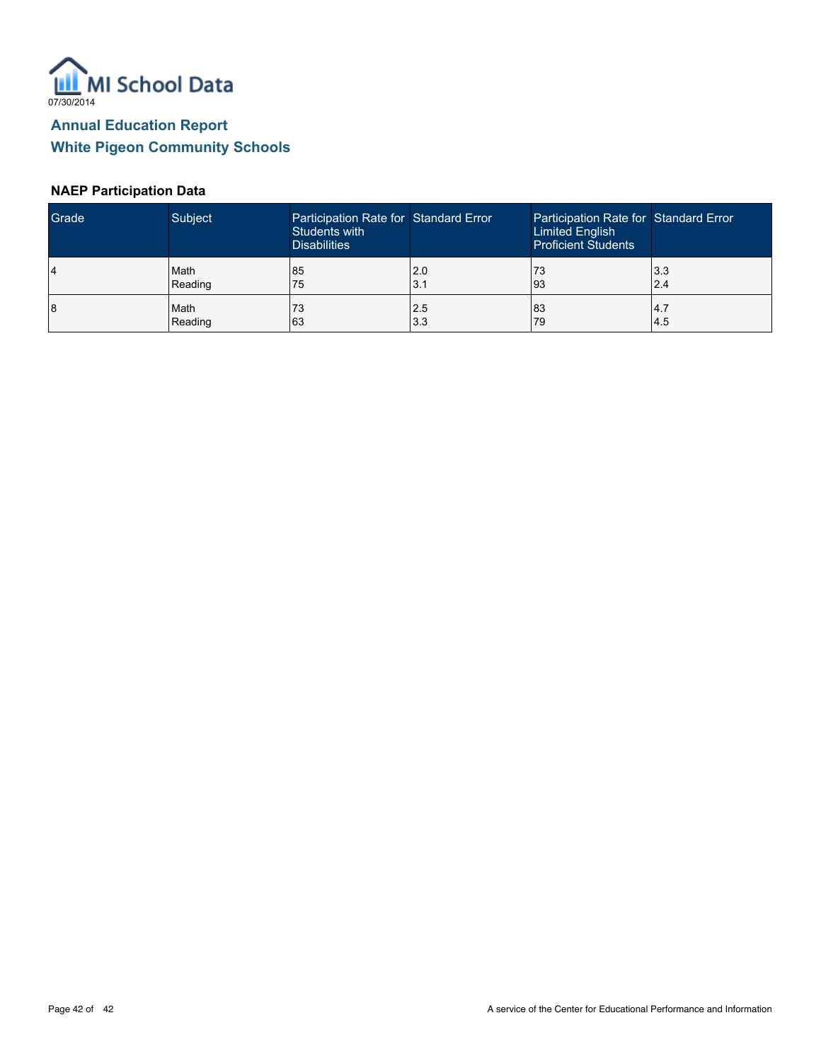MI School Data

07/30/2014

## Annual Education Report

## White Pigeon Community Schools

### NAEP Participation Data

| Grade | Subject | Participation Rate for Students with Disabilities | Standard Error | Participation Rate for Limited English Proficient Students | Standard Error |
|---|---|---|---|---|---|
| 4 | Math | 85 | 2.0 | 73 | 3.3 |
| | Reading | 75 | 3.1 | 93 | 2.4 |
| 8 | Math | 73 | 2.5 | 83 | 4.7 |
| | Reading | 63 | 3.3 | 79 | 4.5 |

A service of the Center for Educational Performance and Information